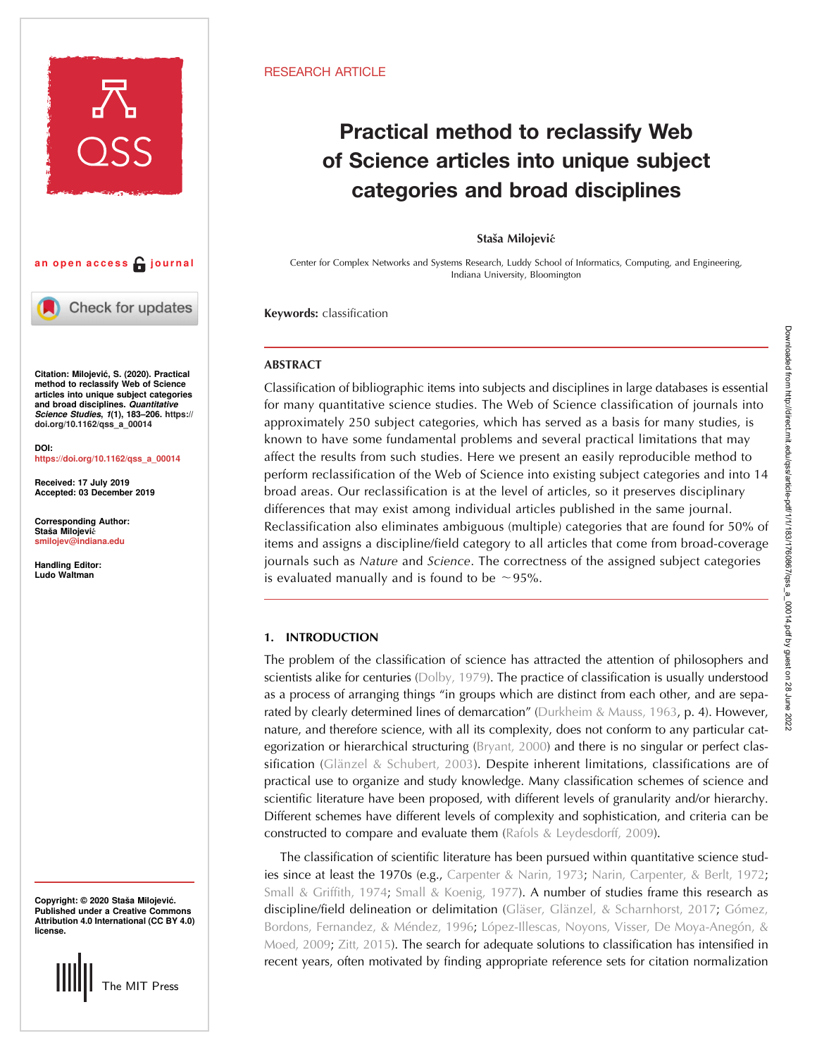RESEARCH ARTICLE

# Practical method to reclassify Web of Science articles into unique subject categories and broad disciplines

**Staša Milojević**

Center for Complex Networks and Systems Research, Luddy School of Informatics, Computing, and Engineering, Indiana University, Bloomington

an open access journal

**Citation:** Milojević, S. (2020). Practical method to reclassify Web of Science articles into unique subject categories and broad disciplines. *Quantitative Science Studies*, *1*(1), 183–206. https://doi.org/10.1162/qss_a_00014

**DOI:** https://doi.org/10.1162/qss_a_00014

**Received:** 17 July 2019
**Accepted:** 03 December 2019

**Corresponding Author:** Staša Milojević smilojev@indiana.edu

**Handling Editor:** Ludo Waltman

**Copyright:** © 2020 Staša Milojević. Published under a Creative Commons Attribution 4.0 International (CC BY 4.0) license.

**Keywords:** classification

## ABSTRACT

Classification of bibliographic items into subjects and disciplines in large databases is essential for many quantitative science studies. The Web of Science classification of journals into approximately 250 subject categories, which has served as a basis for many studies, is known to have some fundamental problems and several practical limitations that may affect the results from such studies. Here we present an easily reproducible method to perform reclassification of the Web of Science into existing subject categories and into 14 broad areas. Our reclassification is at the level of articles, so it preserves disciplinary differences that may exist among individual articles published in the same journal. Reclassification also eliminates ambiguous (multiple) categories that are found for 50% of items and assigns a discipline/field category to all articles that come from broad-coverage journals such as *Nature* and *Science*. The correctness of the assigned subject categories is evaluated manually and is found to be ~95%.

## 1. INTRODUCTION

The problem of the classification of science has attracted the attention of philosophers and scientists alike for centuries (Dolby, 1979). The practice of classification is usually understood as a process of arranging things "in groups which are distinct from each other, and are separated by clearly determined lines of demarcation" (Durkheim & Mauss, 1963, p. 4). However, nature, and therefore science, with all its complexity, does not conform to any particular categorization or hierarchical structuring (Bryant, 2000) and there is no singular or perfect classification (Glänzel & Schubert, 2003). Despite inherent limitations, classifications are of practical use to organize and study knowledge. Many classification schemes of science and scientific literature have been proposed, with different levels of granularity and/or hierarchy. Different schemes have different levels of complexity and sophistication, and criteria can be constructed to compare and evaluate them (Rafols & Leydesdorff, 2009).

The classification of scientific literature has been pursued within quantitative science studies since at least the 1970s (e.g., Carpenter & Narin, 1973; Narin, Carpenter, & Berlt, 1972; Small & Griffith, 1974; Small & Koenig, 1977). A number of studies frame this research as discipline/field delineation or delimitation (Gläser, Glänzel, & Scharnhorst, 2017; Gómez, Bordons, Fernandez, & Méndez, 1996; López-Illescas, Noyons, Visser, De Moya-Anegón, & Moed, 2009; Zitt, 2015). The search for adequate solutions to classification has intensified in recent years, often motivated by finding appropriate reference sets for citation normalization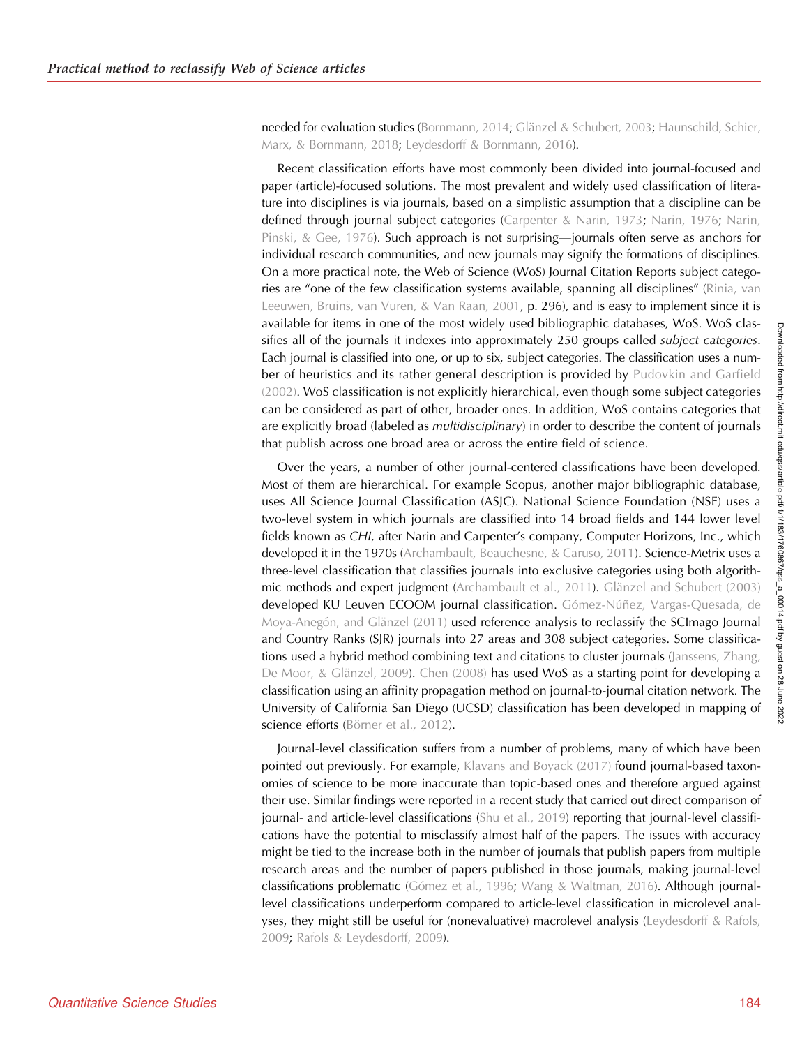needed for evaluation studies (Bornmann, 2014; Glänzel & Schubert, 2003; Haunschild, Schier, Marx, & Bornmann, 2018; Leydesdorff & Bornmann, 2016).

Recent classification efforts have most commonly been divided into journal-focused and paper (article)-focused solutions. The most prevalent and widely used classification of literature into disciplines is via journals, based on a simplistic assumption that a discipline can be defined through journal subject categories (Carpenter & Narin, 1973; Narin, 1976; Narin, Pinski, & Gee, 1976). Such approach is not surprising—journals often serve as anchors for individual research communities, and new journals may signify the formations of disciplines. On a more practical note, the Web of Science (WoS) Journal Citation Reports subject categories are "one of the few classification systems available, spanning all disciplines" (Rinia, van Leeuwen, Bruins, van Vuren, & Van Raan, 2001, p. 296), and is easy to implement since it is available for items in one of the most widely used bibliographic databases, WoS. WoS classifies all of the journals it indexes into approximately 250 groups called *subject categories*. Each journal is classified into one, or up to six, subject categories. The classification uses a number of heuristics and its rather general description is provided by Pudovkin and Garfield (2002). WoS classification is not explicitly hierarchical, even though some subject categories can be considered as part of other, broader ones. In addition, WoS contains categories that are explicitly broad (labeled as *multidisciplinary*) in order to describe the content of journals that publish across one broad area or across the entire field of science.

Over the years, a number of other journal-centered classifications have been developed. Most of them are hierarchical. For example Scopus, another major bibliographic database, uses All Science Journal Classification (ASJC). National Science Foundation (NSF) uses a two-level system in which journals are classified into 14 broad fields and 144 lower level fields known as *CHI*, after Narin and Carpenter's company, Computer Horizons, Inc., which developed it in the 1970s (Archambault, Beauchesne, & Caruso, 2011). Science-Metrix uses a three-level classification that classifies journals into exclusive categories using both algorithmic methods and expert judgment (Archambault et al., 2011). Glänzel and Schubert (2003) developed KU Leuven ECOOM journal classification. Gómez-Núñez, Vargas-Quesada, de Moya-Anegón, and Glänzel (2011) used reference analysis to reclassify the SCImago Journal and Country Ranks (SJR) journals into 27 areas and 308 subject categories. Some classifications used a hybrid method combining text and citations to cluster journals (Janssens, Zhang, De Moor, & Glänzel, 2009). Chen (2008) has used WoS as a starting point for developing a classification using an affinity propagation method on journal-to-journal citation network. The University of California San Diego (UCSD) classification has been developed in mapping of science efforts (Börner et al., 2012).

Journal-level classification suffers from a number of problems, many of which have been pointed out previously. For example, Klavans and Boyack (2017) found journal-based taxonomies of science to be more inaccurate than topic-based ones and therefore argued against their use. Similar findings were reported in a recent study that carried out direct comparison of journal- and article-level classifications (Shu et al., 2019) reporting that journal-level classifications have the potential to misclassify almost half of the papers. The issues with accuracy might be tied to the increase both in the number of journals that publish papers from multiple research areas and the number of papers published in those journals, making journal-level classifications problematic (Gómez et al., 1996; Wang & Waltman, 2016). Although journal-level classifications underperform compared to article-level classification in microlevel analyses, they might still be useful for (nonevaluative) macrolevel analysis (Leydesdorff & Rafols, 2009; Rafols & Leydesdorff, 2009).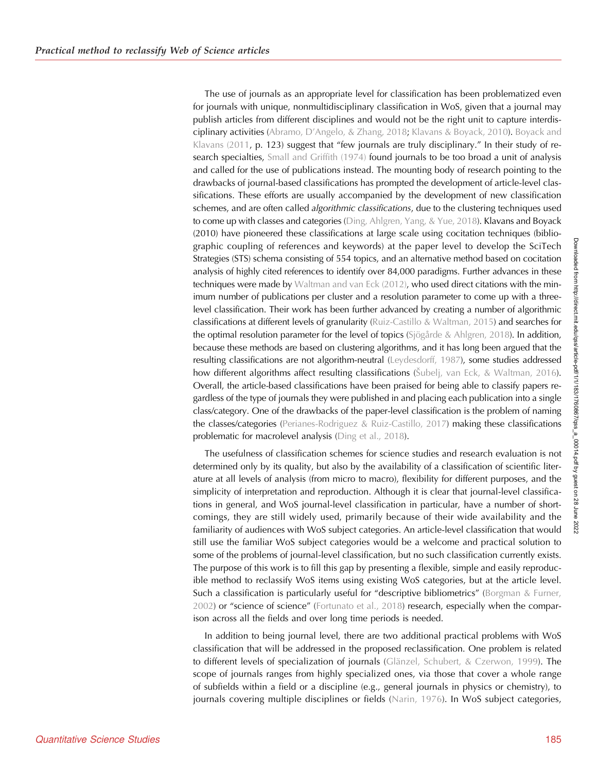The use of journals as an appropriate level for classification has been problematized even for journals with unique, nonmultidisciplinary classification in WoS, given that a journal may publish articles from different disciplines and would not be the right unit to capture interdisciplinary activities (Abramo, D'Angelo, & Zhang, 2018; Klavans & Boyack, 2010). Boyack and Klavans (2011, p. 123) suggest that "few journals are truly disciplinary." In their study of research specialties, Small and Griffith (1974) found journals to be too broad a unit of analysis and called for the use of publications instead. The mounting body of research pointing to the drawbacks of journal-based classifications has prompted the development of article-level classifications. These efforts are usually accompanied by the development of new classification schemes, and are often called *algorithmic classifications*, due to the clustering techniques used to come up with classes and categories (Ding, Ahlgren, Yang, & Yue, 2018). Klavans and Boyack (2010) have pioneered these classifications at large scale using cocitation techniques (bibliographic coupling of references and keywords) at the paper level to develop the SciTech Strategies (STS) schema consisting of 554 topics, and an alternative method based on cocitation analysis of highly cited references to identify over 84,000 paradigms. Further advances in these techniques were made by Waltman and van Eck (2012), who used direct citations with the minimum number of publications per cluster and a resolution parameter to come up with a three-level classification. Their work has been further advanced by creating a number of algorithmic classifications at different levels of granularity (Ruiz-Castillo & Waltman, 2015) and searches for the optimal resolution parameter for the level of topics (Sjögårde & Ahlgren, 2018). In addition, because these methods are based on clustering algorithms, and it has long been argued that the resulting classifications are not algorithm-neutral (Leydesdorff, 1987), some studies addressed how different algorithms affect resulting classifications (Šubelj, van Eck, & Waltman, 2016). Overall, the article-based classifications have been praised for being able to classify papers regardless of the type of journals they were published in and placing each publication into a single class/category. One of the drawbacks of the paper-level classification is the problem of naming the classes/categories (Perianes-Rodriguez & Ruiz-Castillo, 2017) making these classifications problematic for macrolevel analysis (Ding et al., 2018).

The usefulness of classification schemes for science studies and research evaluation is not determined only by its quality, but also by the availability of a classification of scientific literature at all levels of analysis (from micro to macro), flexibility for different purposes, and the simplicity of interpretation and reproduction. Although it is clear that journal-level classifications in general, and WoS journal-level classification in particular, have a number of shortcomings, they are still widely used, primarily because of their wide availability and the familiarity of audiences with WoS subject categories. An article-level classification that would still use the familiar WoS subject categories would be a welcome and practical solution to some of the problems of journal-level classification, but no such classification currently exists. The purpose of this work is to fill this gap by presenting a flexible, simple and easily reproducible method to reclassify WoS items using existing WoS categories, but at the article level. Such a classification is particularly useful for "descriptive bibliometrics" (Borgman & Furner, 2002) or "science of science" (Fortunato et al., 2018) research, especially when the comparison across all the fields and over long time periods is needed.

In addition to being journal level, there are two additional practical problems with WoS classification that will be addressed in the proposed reclassification. One problem is related to different levels of specialization of journals (Glänzel, Schubert, & Czerwon, 1999). The scope of journals ranges from highly specialized ones, via those that cover a whole range of subfields within a field or a discipline (e.g., general journals in physics or chemistry), to journals covering multiple disciplines or fields (Narin, 1976). In WoS subject categories,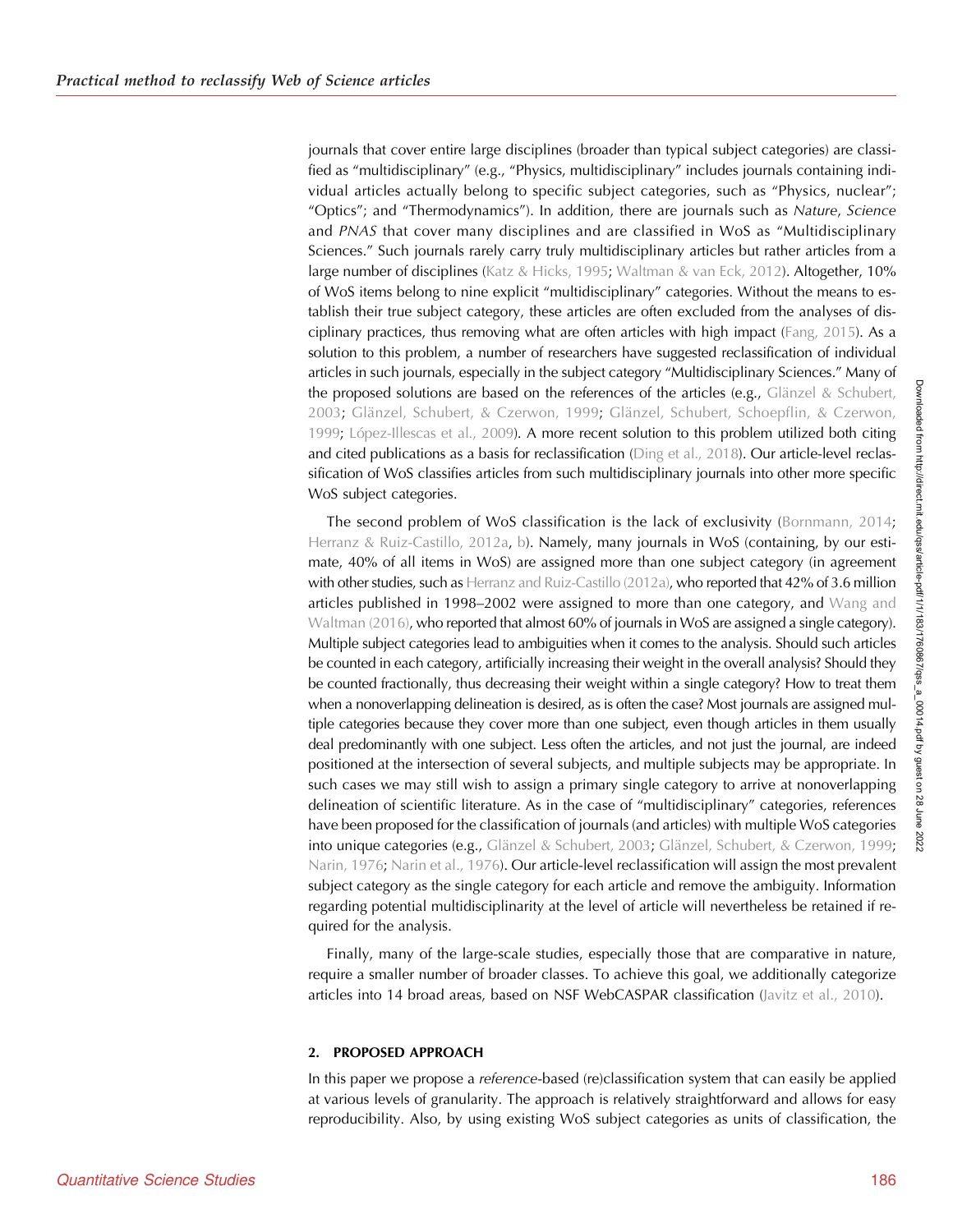journals that cover entire large disciplines (broader than typical subject categories) are classified as "multidisciplinary" (e.g., "Physics, multidisciplinary" includes journals containing individual articles actually belong to specific subject categories, such as "Physics, nuclear"; "Optics"; and "Thermodynamics"). In addition, there are journals such as *Nature*, *Science* and *PNAS* that cover many disciplines and are classified in WoS as "Multidisciplinary Sciences." Such journals rarely carry truly multidisciplinary articles but rather articles from a large number of disciplines (Katz & Hicks, 1995; Waltman & van Eck, 2012). Altogether, 10% of WoS items belong to nine explicit "multidisciplinary" categories. Without the means to establish their true subject category, these articles are often excluded from the analyses of disciplinary practices, thus removing what are often articles with high impact (Fang, 2015). As a solution to this problem, a number of researchers have suggested reclassification of individual articles in such journals, especially in the subject category "Multidisciplinary Sciences." Many of the proposed solutions are based on the references of the articles (e.g., Glänzel & Schubert, 2003; Glänzel, Schubert, & Czerwon, 1999; Glänzel, Schubert, Schoepflin, & Czerwon, 1999; López-Illescas et al., 2009). A more recent solution to this problem utilized both citing and cited publications as a basis for reclassification (Ding et al., 2018). Our article-level reclassification of WoS classifies articles from such multidisciplinary journals into other more specific WoS subject categories.

The second problem of WoS classification is the lack of exclusivity (Bornmann, 2014; Herranz & Ruiz-Castillo, 2012a, b). Namely, many journals in WoS (containing, by our estimate, 40% of all items in WoS) are assigned more than one subject category (in agreement with other studies, such as Herranz and Ruiz-Castillo (2012a), who reported that 42% of 3.6 million articles published in 1998–2002 were assigned to more than one category, and Wang and Waltman (2016), who reported that almost 60% of journals in WoS are assigned a single category). Multiple subject categories lead to ambiguities when it comes to the analysis. Should such articles be counted in each category, artificially increasing their weight in the overall analysis? Should they be counted fractionally, thus decreasing their weight within a single category? How to treat them when a nonoverlapping delineation is desired, as is often the case? Most journals are assigned multiple categories because they cover more than one subject, even though articles in them usually deal predominantly with one subject. Less often the articles, and not just the journal, are indeed positioned at the intersection of several subjects, and multiple subjects may be appropriate. In such cases we may still wish to assign a primary single category to arrive at nonoverlapping delineation of scientific literature. As in the case of "multidisciplinary" categories, references have been proposed for the classification of journals (and articles) with multiple WoS categories into unique categories (e.g., Glänzel & Schubert, 2003; Glänzel, Schubert, & Czerwon, 1999; Narin, 1976; Narin et al., 1976). Our article-level reclassification will assign the most prevalent subject category as the single category for each article and remove the ambiguity. Information regarding potential multidisciplinarity at the level of article will nevertheless be retained if required for the analysis.

Finally, many of the large-scale studies, especially those that are comparative in nature, require a smaller number of broader classes. To achieve this goal, we additionally categorize articles into 14 broad areas, based on NSF WebCASPAR classification (Javitz et al., 2010).

## 2. PROPOSED APPROACH

In this paper we propose a *reference*-based (re)classification system that can easily be applied at various levels of granularity. The approach is relatively straightforward and allows for easy reproducibility. Also, by using existing WoS subject categories as units of classification, the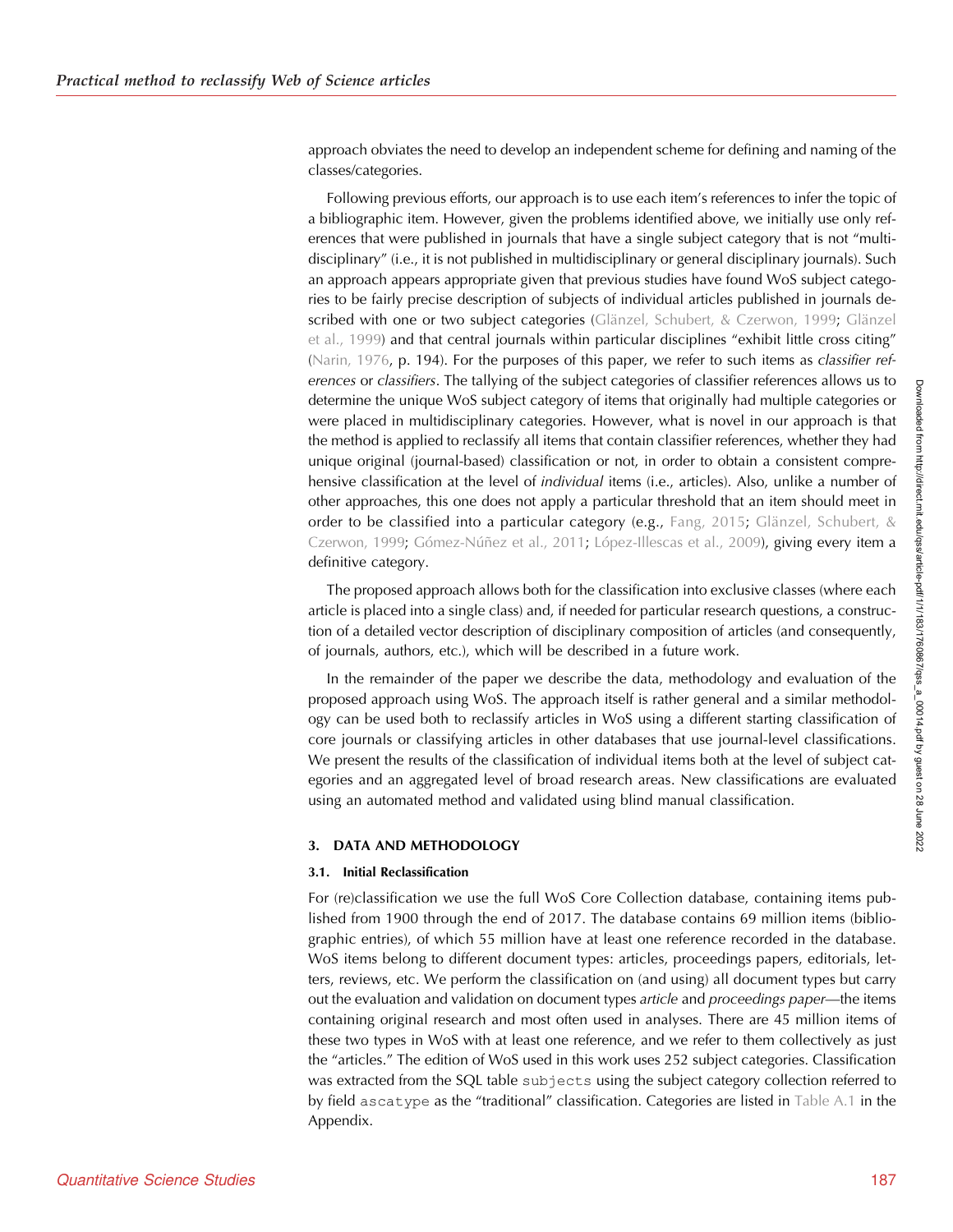approach obviates the need to develop an independent scheme for defining and naming of the classes/categories.

Following previous efforts, our approach is to use each item's references to infer the topic of a bibliographic item. However, given the problems identified above, we initially use only references that were published in journals that have a single subject category that is not "multidisciplinary" (i.e., it is not published in multidisciplinary or general disciplinary journals). Such an approach appears appropriate given that previous studies have found WoS subject categories to be fairly precise description of subjects of individual articles published in journals described with one or two subject categories (Glänzel, Schubert, & Czerwon, 1999; Glänzel et al., 1999) and that central journals within particular disciplines "exhibit little cross citing" (Narin, 1976, p. 194). For the purposes of this paper, we refer to such items as *classifier references* or *classifiers*. The tallying of the subject categories of classifier references allows us to determine the unique WoS subject category of items that originally had multiple categories or were placed in multidisciplinary categories. However, what is novel in our approach is that the method is applied to reclassify all items that contain classifier references, whether they had unique original (journal-based) classification or not, in order to obtain a consistent comprehensive classification at the level of *individual* items (i.e., articles). Also, unlike a number of other approaches, this one does not apply a particular threshold that an item should meet in order to be classified into a particular category (e.g., Fang, 2015; Glänzel, Schubert, & Czerwon, 1999; Gómez-Núñez et al., 2011; López-Illescas et al., 2009), giving every item a definitive category.

The proposed approach allows both for the classification into exclusive classes (where each article is placed into a single class) and, if needed for particular research questions, a construction of a detailed vector description of disciplinary composition of articles (and consequently, of journals, authors, etc.), which will be described in a future work.

In the remainder of the paper we describe the data, methodology and evaluation of the proposed approach using WoS. The approach itself is rather general and a similar methodology can be used both to reclassify articles in WoS using a different starting classification of core journals or classifying articles in other databases that use journal-level classifications. We present the results of the classification of individual items both at the level of subject categories and an aggregated level of broad research areas. New classifications are evaluated using an automated method and validated using blind manual classification.

## 3. DATA AND METHODOLOGY

### 3.1. Initial Reclassification

For (re)classification we use the full WoS Core Collection database, containing items published from 1900 through the end of 2017. The database contains 69 million items (bibliographic entries), of which 55 million have at least one reference recorded in the database. WoS items belong to different document types: articles, proceedings papers, editorials, letters, reviews, etc. We perform the classification on (and using) all document types but carry out the evaluation and validation on document types *article* and *proceedings paper*—the items containing original research and most often used in analyses. There are 45 million items of these two types in WoS with at least one reference, and we refer to them collectively as just the "articles." The edition of WoS used in this work uses 252 subject categories. Classification was extracted from the SQL table `subjects` using the subject category collection referred to by field `ascatype` as the "traditional" classification. Categories are listed in Table A.1 in the Appendix.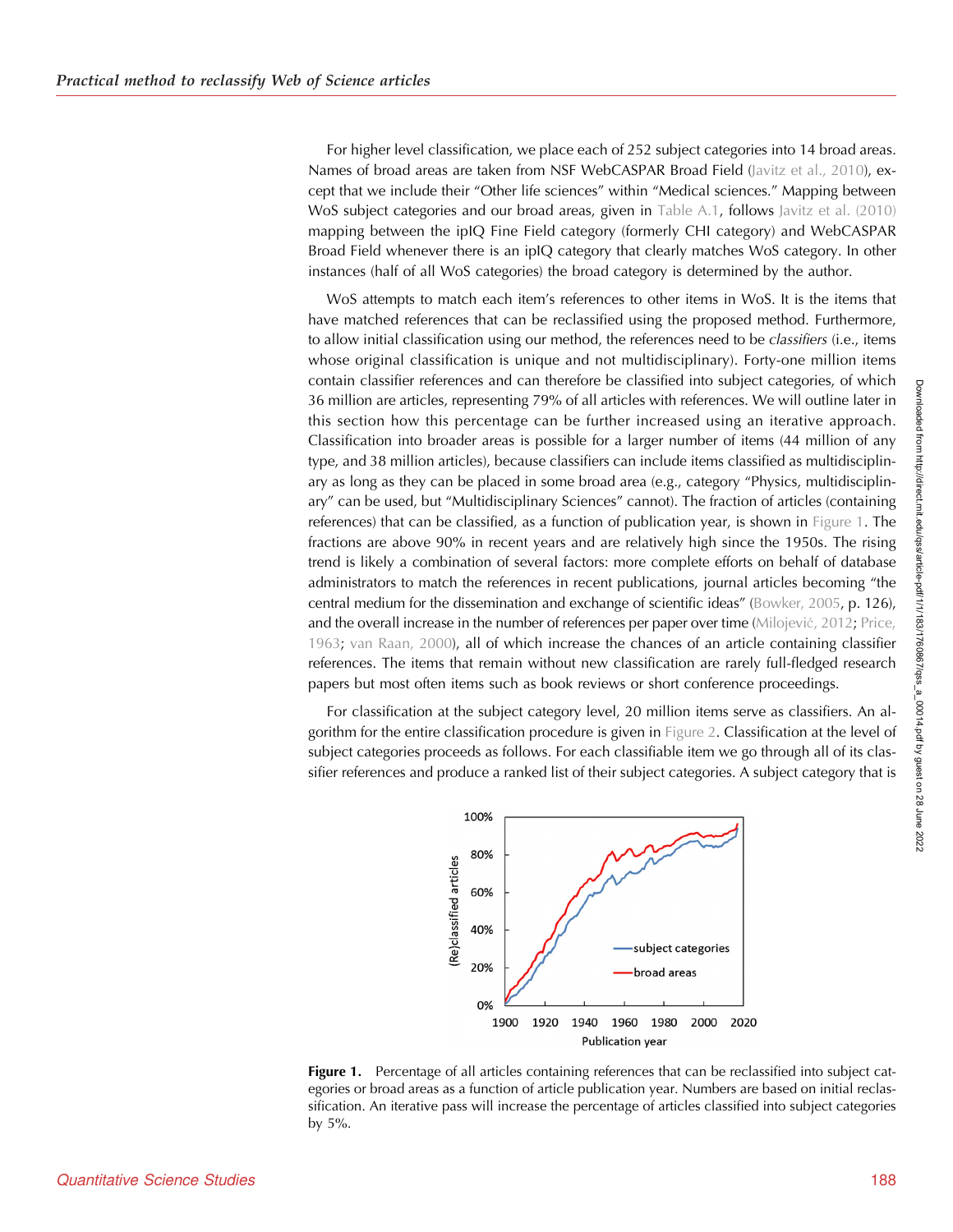For higher level classification, we place each of 252 subject categories into 14 broad areas. Names of broad areas are taken from NSF WebCASPAR Broad Field (Javitz et al., 2010), except that we include their “Other life sciences” within “Medical sciences.” Mapping between WoS subject categories and our broad areas, given in Table A.1, follows Javitz et al. (2010) mapping between the ipIQ Fine Field category (formerly CHI category) and WebCASPAR Broad Field whenever there is an ipIQ category that clearly matches WoS category. In other instances (half of all WoS categories) the broad category is determined by the author.

WoS attempts to match each item’s references to other items in WoS. It is the items that have matched references that can be reclassified using the proposed method. Furthermore, to allow initial classification using our method, the references need to be *classifiers* (i.e., items whose original classification is unique and not multidisciplinary). Forty-one million items contain classifier references and can therefore be classified into subject categories, of which 36 million are articles, representing 79% of all articles with references. We will outline later in this section how this percentage can be further increased using an iterative approach. Classification into broader areas is possible for a larger number of items (44 million of any type, and 38 million articles), because classifiers can include items classified as multidisciplinary as long as they can be placed in some broad area (e.g., category “Physics, multidisciplinary” can be used, but “Multidisciplinary Sciences” cannot). The fraction of articles (containing references) that can be classified, as a function of publication year, is shown in Figure 1. The fractions are above 90% in recent years and are relatively high since the 1950s. The rising trend is likely a combination of several factors: more complete efforts on behalf of database administrators to match the references in recent publications, journal articles becoming “the central medium for the dissemination and exchange of scientific ideas” (Bowker, 2005, p. 126), and the overall increase in the number of references per paper over time (Milojević, 2012; Price, 1963; van Raan, 2000), all of which increase the chances of an article containing classifier references. The items that remain without new classification are rarely full-fledged research papers but most often items such as book reviews or short conference proceedings.

For classification at the subject category level, 20 million items serve as classifiers. An algorithm for the entire classification procedure is given in Figure 2. Classification at the level of subject categories proceeds as follows. For each classifiable item we go through all of its classifier references and produce a ranked list of their subject categories. A subject category that is

**Figure 1.** Percentage of all articles containing references that can be reclassified into subject categories or broad areas as a function of article publication year. Numbers are based on initial reclassification. An iterative pass will increase the percentage of articles classified into subject categories by 5%.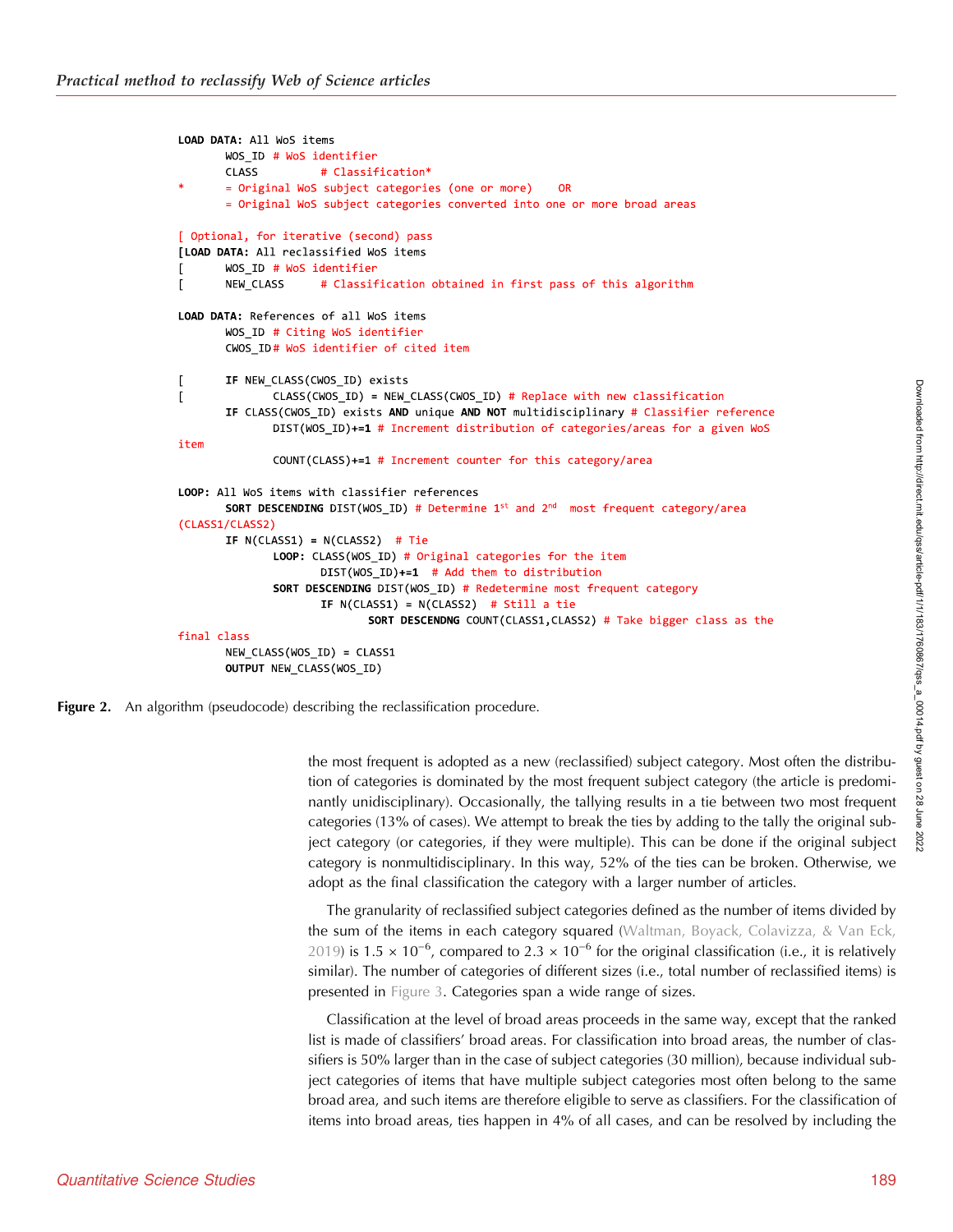```
LOAD DATA: All WoS items
       WOS_ID # WoS identifier
       CLASS         # Classification*
*      = Original WoS subject categories (one or more)    OR
       = Original WoS subject categories converted into one or more broad areas

[ Optional, for iterative (second) pass
[LOAD DATA: All reclassified WoS items
[      WOS_ID # WoS identifier
[      NEW_CLASS     # Classification obtained in first pass of this algorithm

LOAD DATA: References of all WoS items
       WOS_ID # Citing WoS identifier
       CWOS_ID# WoS identifier of cited item

[      IF NEW_CLASS(CWOS_ID) exists
[             CLASS(CWOS_ID) = NEW_CLASS(CWOS_ID) # Replace with new classification
       IF CLASS(CWOS_ID) exists AND unique AND NOT multidisciplinary # Classifier reference
              DIST(WOS_ID)+=1 # Increment distribution of categories/areas for a given WoS
item
              COUNT(CLASS)+=1 # Increment counter for this category/area

LOOP: All WoS items with classifier references
       SORT DESCENDING DIST(WOS_ID) # Determine 1st and 2nd  most frequent category/area
(CLASS1/CLASS2)
       IF N(CLASS1) = N(CLASS2)  # Tie
              LOOP: CLASS(WOS_ID) # Original categories for the item
                     DIST(WOS_ID)+=1  # Add them to distribution
              SORT DESCENDING DIST(WOS_ID) # Redetermine most frequent category
                     IF N(CLASS1) = N(CLASS2)  # Still a tie
                            SORT DESCENDNG COUNT(CLASS1,CLASS2) # Take bigger class as the
final class
       NEW_CLASS(WOS_ID) = CLASS1
       OUTPUT NEW_CLASS(WOS_ID)
```

**Figure 2.** An algorithm (pseudocode) describing the reclassification procedure.

the most frequent is adopted as a new (reclassified) subject category. Most often the distribution of categories is dominated by the most frequent subject category (the article is predominantly unidisciplinary). Occasionally, the tallying results in a tie between two most frequent categories (13% of cases). We attempt to break the ties by adding to the tally the original subject category (or categories, if they were multiple). This can be done if the original subject category is nonmultidisciplinary. In this way, 52% of the ties can be broken. Otherwise, we adopt as the final classification the category with a larger number of articles.

The granularity of reclassified subject categories defined as the number of items divided by the sum of the items in each category squared (Waltman, Boyack, Colavizza, & Van Eck, 2019) is $1.5 \times 10^{-6}$, compared to $2.3 \times 10^{-6}$ for the original classification (i.e., it is relatively similar). The number of categories of different sizes (i.e., total number of reclassified items) is presented in Figure 3. Categories span a wide range of sizes.

Classification at the level of broad areas proceeds in the same way, except that the ranked list is made of classifiers' broad areas. For classification into broad areas, the number of classifiers is 50% larger than in the case of subject categories (30 million), because individual subject categories of items that have multiple subject categories most often belong to the same broad area, and such items are therefore eligible to serve as classifiers. For the classification of items into broad areas, ties happen in 4% of all cases, and can be resolved by including the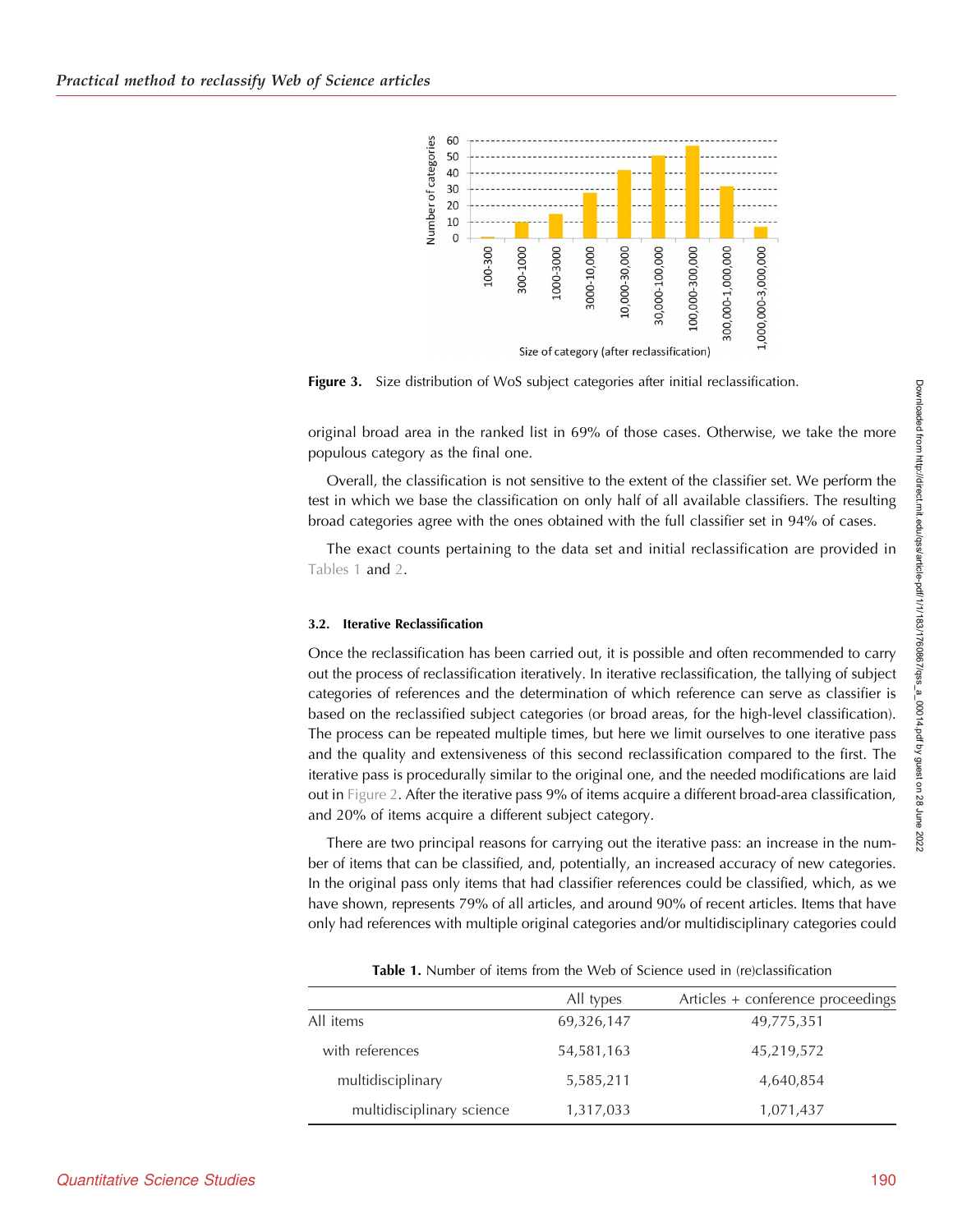**Figure 3.** Size distribution of WoS subject categories after initial reclassification.

original broad area in the ranked list in 69% of those cases. Otherwise, we take the more populous category as the final one.

Overall, the classification is not sensitive to the extent of the classifier set. We perform the test in which we base the classification on only half of all available classifiers. The resulting broad categories agree with the ones obtained with the full classifier set in 94% of cases.

The exact counts pertaining to the data set and initial reclassification are provided in Tables 1 and 2.

### 3.2. Iterative Reclassification

Once the reclassification has been carried out, it is possible and often recommended to carry out the process of reclassification iteratively. In iterative reclassification, the tallying of subject categories of references and the determination of which reference can serve as classifier is based on the reclassified subject categories (or broad areas, for the high-level classification). The process can be repeated multiple times, but here we limit ourselves to one iterative pass and the quality and extensiveness of this second reclassification compared to the first. The iterative pass is procedurally similar to the original one, and the needed modifications are laid out in Figure 2. After the iterative pass 9% of items acquire a different broad-area classification, and 20% of items acquire a different subject category.

There are two principal reasons for carrying out the iterative pass: an increase in the number of items that can be classified, and, potentially, an increased accuracy of new categories. In the original pass only items that had classifier references could be classified, which, as we have shown, represents 79% of all articles, and around 90% of recent articles. Items that have only had references with multiple original categories and/or multidisciplinary categories could

**Table 1.** Number of items from the Web of Science used in (re)classification

| | All types | Articles + conference proceedings |
|---|---|---|
| All items | 69,326,147 | 49,775,351 |
| with references | 54,581,163 | 45,219,572 |
| multidisciplinary | 5,585,211 | 4,640,854 |
| multidisciplinary science | 1,317,033 | 1,071,437 |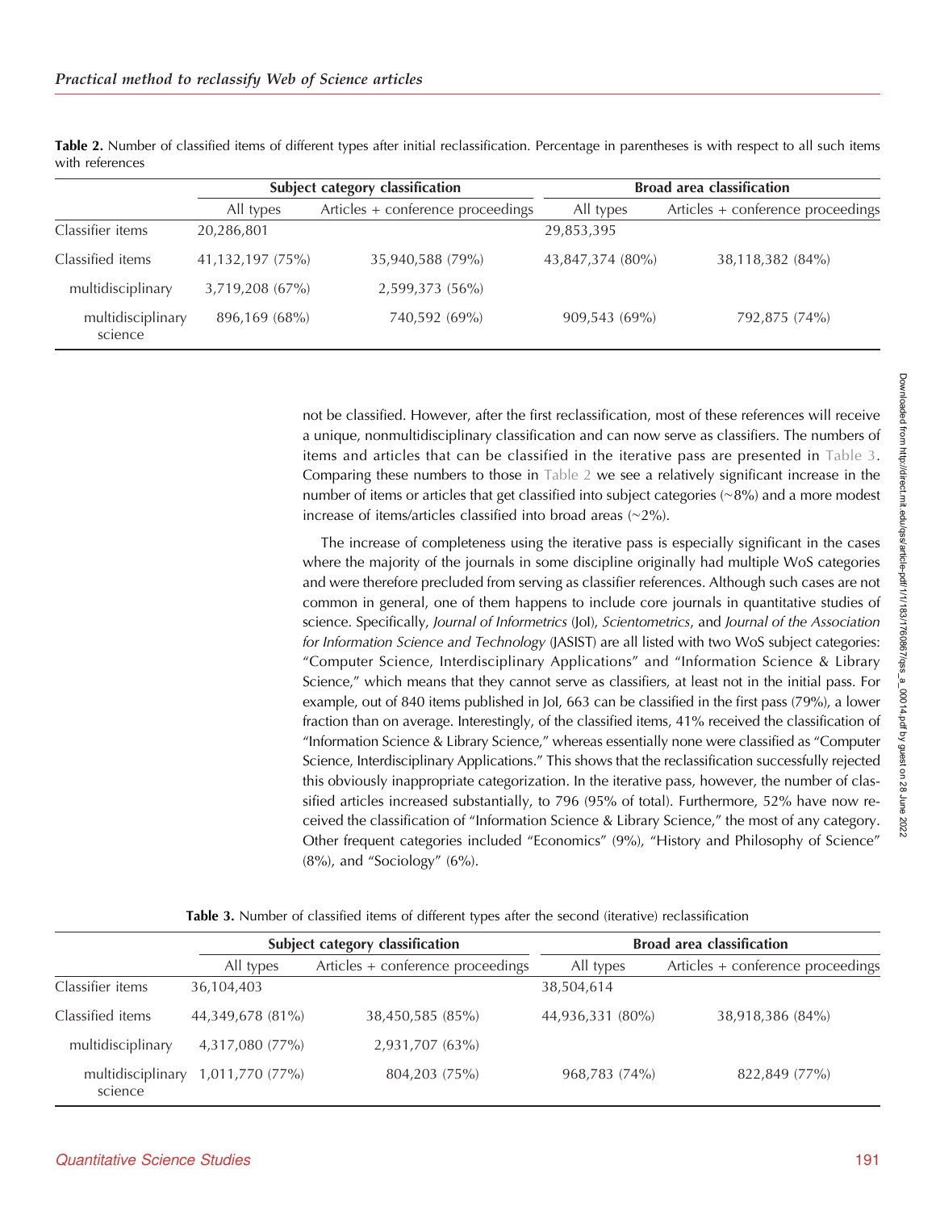**Table 2.** Number of classified items of different types after initial reclassification. Percentage in parentheses is with respect to all such items with references

| | Subject category classification | | Broad area classification | |
|---|---|---|---|---|
| | All types | Articles + conference proceedings | All types | Articles + conference proceedings |
| Classifier items | 20,286,801 | | 29,853,395 | |
| Classified items | 41,132,197 (75%) | 35,940,588 (79%) | 43,847,374 (80%) | 38,118,382 (84%) |
| multidisciplinary | 3,719,208 (67%) | 2,599,373 (56%) | | |
| multidisciplinary science | 896,169 (68%) | 740,592 (69%) | 909,543 (69%) | 792,875 (74%) |

not be classified. However, after the first reclassification, most of these references will receive a unique, nonmultidisciplinary classification and can now serve as classifiers. The numbers of items and articles that can be classified in the iterative pass are presented in Table 3. Comparing these numbers to those in Table 2 we see a relatively significant increase in the number of items or articles that get classified into subject categories (~8%) and a more modest increase of items/articles classified into broad areas (~2%).

The increase of completeness using the iterative pass is especially significant in the cases where the majority of the journals in some discipline originally had multiple WoS categories and were therefore precluded from serving as classifier references. Although such cases are not common in general, one of them happens to include core journals in quantitative studies of science. Specifically, *Journal of Informetrics* (JoI), *Scientometrics*, and *Journal of the Association for Information Science and Technology* (JASIST) are all listed with two WoS subject categories: "Computer Science, Interdisciplinary Applications" and "Information Science & Library Science," which means that they cannot serve as classifiers, at least not in the initial pass. For example, out of 840 items published in JoI, 663 can be classified in the first pass (79%), a lower fraction than on average. Interestingly, of the classified items, 41% received the classification of "Information Science & Library Science," whereas essentially none were classified as "Computer Science, Interdisciplinary Applications." This shows that the reclassification successfully rejected this obviously inappropriate categorization. In the iterative pass, however, the number of classified articles increased substantially, to 796 (95% of total). Furthermore, 52% have now received the classification of "Information Science & Library Science," the most of any category. Other frequent categories included "Economics" (9%), "History and Philosophy of Science" (8%), and "Sociology" (6%).

**Table 3.** Number of classified items of different types after the second (iterative) reclassification

| | Subject category classification | | Broad area classification | |
|---|---|---|---|---|
| | All types | Articles + conference proceedings | All types | Articles + conference proceedings |
| Classifier items | 36,104,403 | | 38,504,614 | |
| Classified items | 44,349,678 (81%) | 38,450,585 (85%) | 44,936,331 (80%) | 38,918,386 (84%) |
| multidisciplinary | 4,317,080 (77%) | 2,931,707 (63%) | | |
| multidisciplinary science | 1,011,770 (77%) | 804,203 (75%) | 968,783 (74%) | 822,849 (77%) |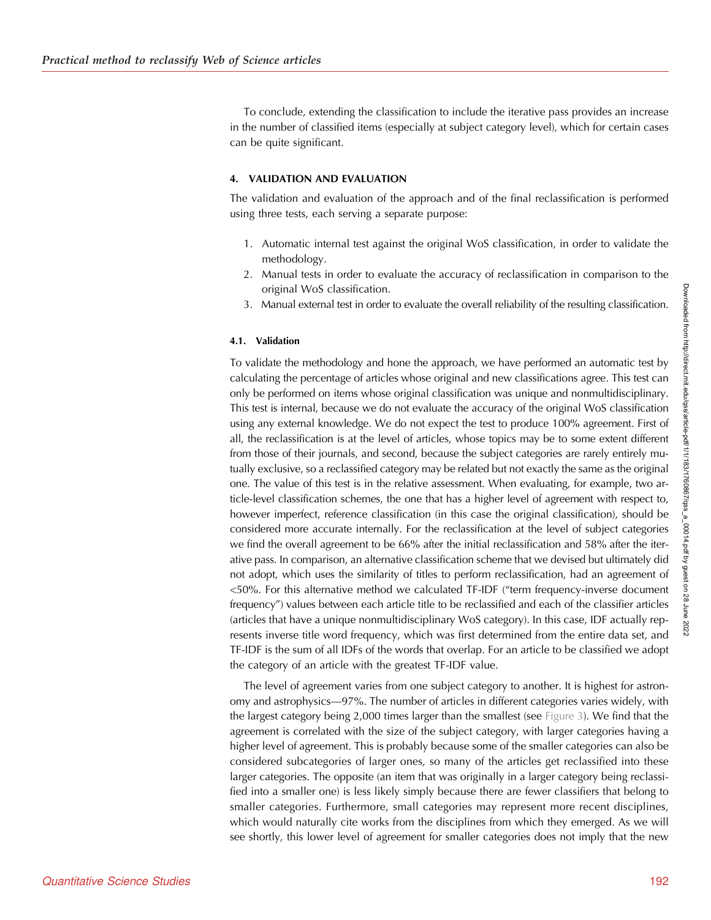To conclude, extending the classification to include the iterative pass provides an increase in the number of classified items (especially at subject category level), which for certain cases can be quite significant.

## 4. VALIDATION AND EVALUATION

The validation and evaluation of the approach and of the final reclassification is performed using three tests, each serving a separate purpose:

1. Automatic internal test against the original WoS classification, in order to validate the methodology.
2. Manual tests in order to evaluate the accuracy of reclassification in comparison to the original WoS classification.
3. Manual external test in order to evaluate the overall reliability of the resulting classification.

### 4.1. Validation

To validate the methodology and hone the approach, we have performed an automatic test by calculating the percentage of articles whose original and new classifications agree. This test can only be performed on items whose original classification was unique and nonmultidisciplinary. This test is internal, because we do not evaluate the accuracy of the original WoS classification using any external knowledge. We do not expect the test to produce 100% agreement. First of all, the reclassification is at the level of articles, whose topics may be to some extent different from those of their journals, and second, because the subject categories are rarely entirely mutually exclusive, so a reclassified category may be related but not exactly the same as the original one. The value of this test is in the relative assessment. When evaluating, for example, two article-level classification schemes, the one that has a higher level of agreement with respect to, however imperfect, reference classification (in this case the original classification), should be considered more accurate internally. For the reclassification at the level of subject categories we find the overall agreement to be 66% after the initial reclassification and 58% after the iterative pass. In comparison, an alternative classification scheme that we devised but ultimately did not adopt, which uses the similarity of titles to perform reclassification, had an agreement of <50%. For this alternative method we calculated TF-IDF ("term frequency-inverse document frequency") values between each article title to be reclassified and each of the classifier articles (articles that have a unique nonmultidisciplinary WoS category). In this case, IDF actually represents inverse title word frequency, which was first determined from the entire data set, and TF-IDF is the sum of all IDFs of the words that overlap. For an article to be classified we adopt the category of an article with the greatest TF-IDF value.

The level of agreement varies from one subject category to another. It is highest for astronomy and astrophysics—97%. The number of articles in different categories varies widely, with the largest category being 2,000 times larger than the smallest (see Figure 3). We find that the agreement is correlated with the size of the subject category, with larger categories having a higher level of agreement. This is probably because some of the smaller categories can also be considered subcategories of larger ones, so many of the articles get reclassified into these larger categories. The opposite (an item that was originally in a larger category being reclassified into a smaller one) is less likely simply because there are fewer classifiers that belong to smaller categories. Furthermore, small categories may represent more recent disciplines, which would naturally cite works from the disciplines from which they emerged. As we will see shortly, this lower level of agreement for smaller categories does not imply that the new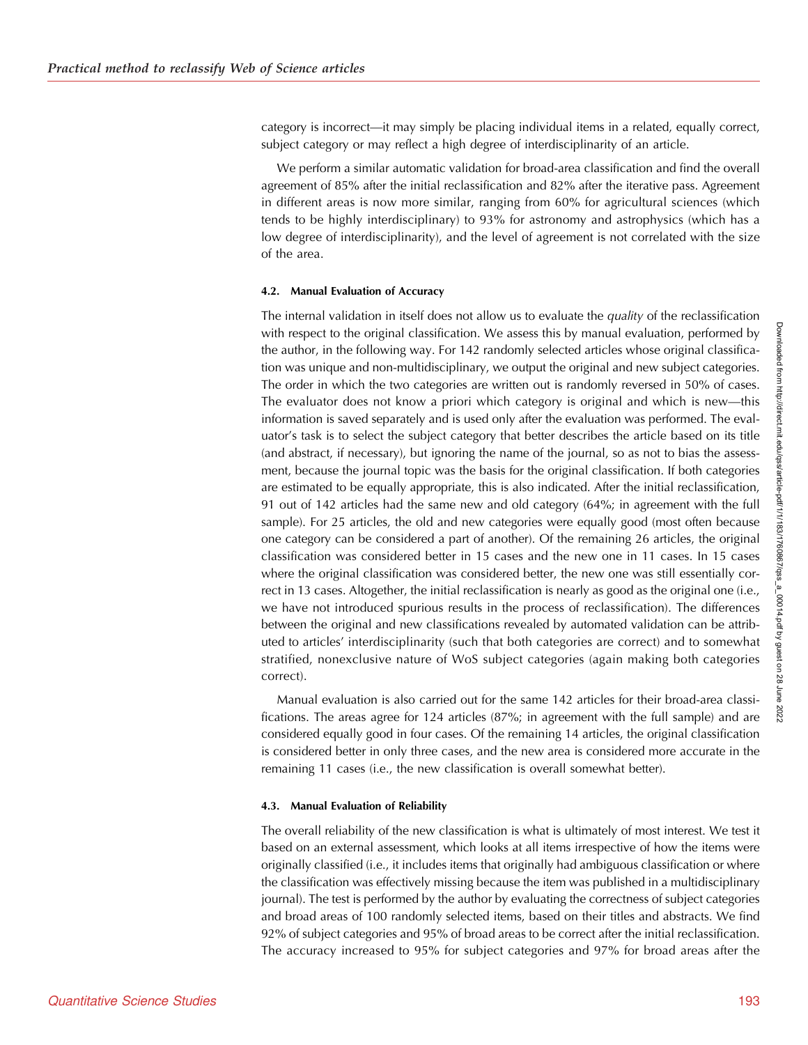category is incorrect—it may simply be placing individual items in a related, equally correct, subject category or may reflect a high degree of interdisciplinarity of an article.

We perform a similar automatic validation for broad-area classification and find the overall agreement of 85% after the initial reclassification and 82% after the iterative pass. Agreement in different areas is now more similar, ranging from 60% for agricultural sciences (which tends to be highly interdisciplinary) to 93% for astronomy and astrophysics (which has a low degree of interdisciplinarity), and the level of agreement is not correlated with the size of the area.

#### 4.2. Manual Evaluation of Accuracy

The internal validation in itself does not allow us to evaluate the *quality* of the reclassification with respect to the original classification. We assess this by manual evaluation, performed by the author, in the following way. For 142 randomly selected articles whose original classification was unique and non-multidisciplinary, we output the original and new subject categories. The order in which the two categories are written out is randomly reversed in 50% of cases. The evaluator does not know a priori which category is original and which is new—this information is saved separately and is used only after the evaluation was performed. The evaluator's task is to select the subject category that better describes the article based on its title (and abstract, if necessary), but ignoring the name of the journal, so as not to bias the assessment, because the journal topic was the basis for the original classification. If both categories are estimated to be equally appropriate, this is also indicated. After the initial reclassification, 91 out of 142 articles had the same new and old category (64%; in agreement with the full sample). For 25 articles, the old and new categories were equally good (most often because one category can be considered a part of another). Of the remaining 26 articles, the original classification was considered better in 15 cases and the new one in 11 cases. In 15 cases where the original classification was considered better, the new one was still essentially correct in 13 cases. Altogether, the initial reclassification is nearly as good as the original one (i.e., we have not introduced spurious results in the process of reclassification). The differences between the original and new classifications revealed by automated validation can be attributed to articles' interdisciplinarity (such that both categories are correct) and to somewhat stratified, nonexclusive nature of WoS subject categories (again making both categories correct).

Manual evaluation is also carried out for the same 142 articles for their broad-area classifications. The areas agree for 124 articles (87%; in agreement with the full sample) and are considered equally good in four cases. Of the remaining 14 articles, the original classification is considered better in only three cases, and the new area is considered more accurate in the remaining 11 cases (i.e., the new classification is overall somewhat better).

#### 4.3. Manual Evaluation of Reliability

The overall reliability of the new classification is what is ultimately of most interest. We test it based on an external assessment, which looks at all items irrespective of how the items were originally classified (i.e., it includes items that originally had ambiguous classification or where the classification was effectively missing because the item was published in a multidisciplinary journal). The test is performed by the author by evaluating the correctness of subject categories and broad areas of 100 randomly selected items, based on their titles and abstracts. We find 92% of subject categories and 95% of broad areas to be correct after the initial reclassification. The accuracy increased to 95% for subject categories and 97% for broad areas after the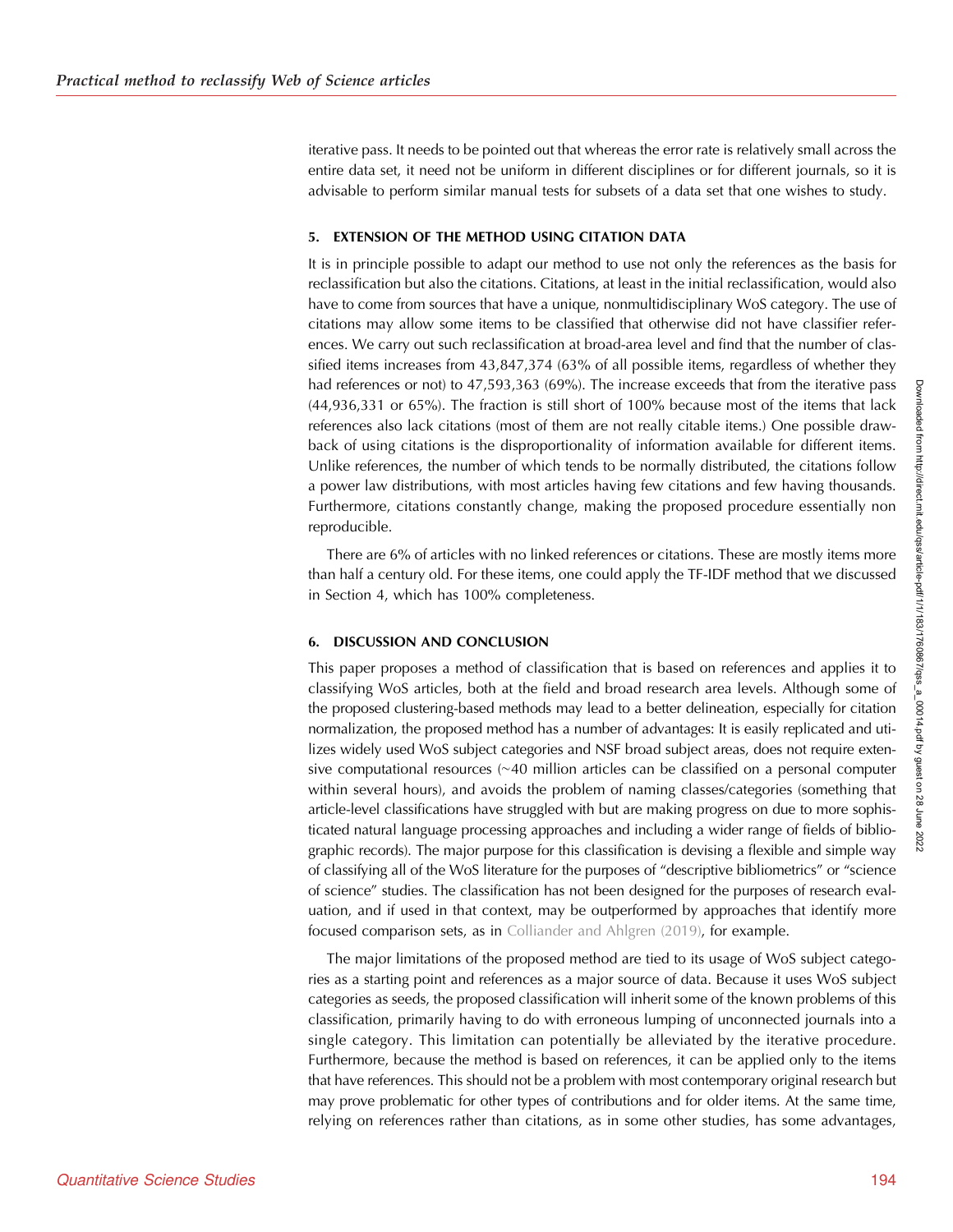iterative pass. It needs to be pointed out that whereas the error rate is relatively small across the entire data set, it need not be uniform in different disciplines or for different journals, so it is advisable to perform similar manual tests for subsets of a data set that one wishes to study.

## 5. EXTENSION OF THE METHOD USING CITATION DATA

It is in principle possible to adapt our method to use not only the references as the basis for reclassification but also the citations. Citations, at least in the initial reclassification, would also have to come from sources that have a unique, nonmultidisciplinary WoS category. The use of citations may allow some items to be classified that otherwise did not have classifier references. We carry out such reclassification at broad-area level and find that the number of classified items increases from 43,847,374 (63% of all possible items, regardless of whether they had references or not) to 47,593,363 (69%). The increase exceeds that from the iterative pass (44,936,331 or 65%). The fraction is still short of 100% because most of the items that lack references also lack citations (most of them are not really citable items.) One possible drawback of using citations is the disproportionality of information available for different items. Unlike references, the number of which tends to be normally distributed, the citations follow a power law distributions, with most articles having few citations and few having thousands. Furthermore, citations constantly change, making the proposed procedure essentially non reproducible.

There are 6% of articles with no linked references or citations. These are mostly items more than half a century old. For these items, one could apply the TF-IDF method that we discussed in Section 4, which has 100% completeness.

## 6. DISCUSSION AND CONCLUSION

This paper proposes a method of classification that is based on references and applies it to classifying WoS articles, both at the field and broad research area levels. Although some of the proposed clustering-based methods may lead to a better delineation, especially for citation normalization, the proposed method has a number of advantages: It is easily replicated and utilizes widely used WoS subject categories and NSF broad subject areas, does not require extensive computational resources (~40 million articles can be classified on a personal computer within several hours), and avoids the problem of naming classes/categories (something that article-level classifications have struggled with but are making progress on due to more sophisticated natural language processing approaches and including a wider range of fields of bibliographic records). The major purpose for this classification is devising a flexible and simple way of classifying all of the WoS literature for the purposes of "descriptive bibliometrics" or "science of science" studies. The classification has not been designed for the purposes of research evaluation, and if used in that context, may be outperformed by approaches that identify more focused comparison sets, as in Colliander and Ahlgren (2019), for example.

The major limitations of the proposed method are tied to its usage of WoS subject categories as a starting point and references as a major source of data. Because it uses WoS subject categories as seeds, the proposed classification will inherit some of the known problems of this classification, primarily having to do with erroneous lumping of unconnected journals into a single category. This limitation can potentially be alleviated by the iterative procedure. Furthermore, because the method is based on references, it can be applied only to the items that have references. This should not be a problem with most contemporary original research but may prove problematic for other types of contributions and for older items. At the same time, relying on references rather than citations, as in some other studies, has some advantages,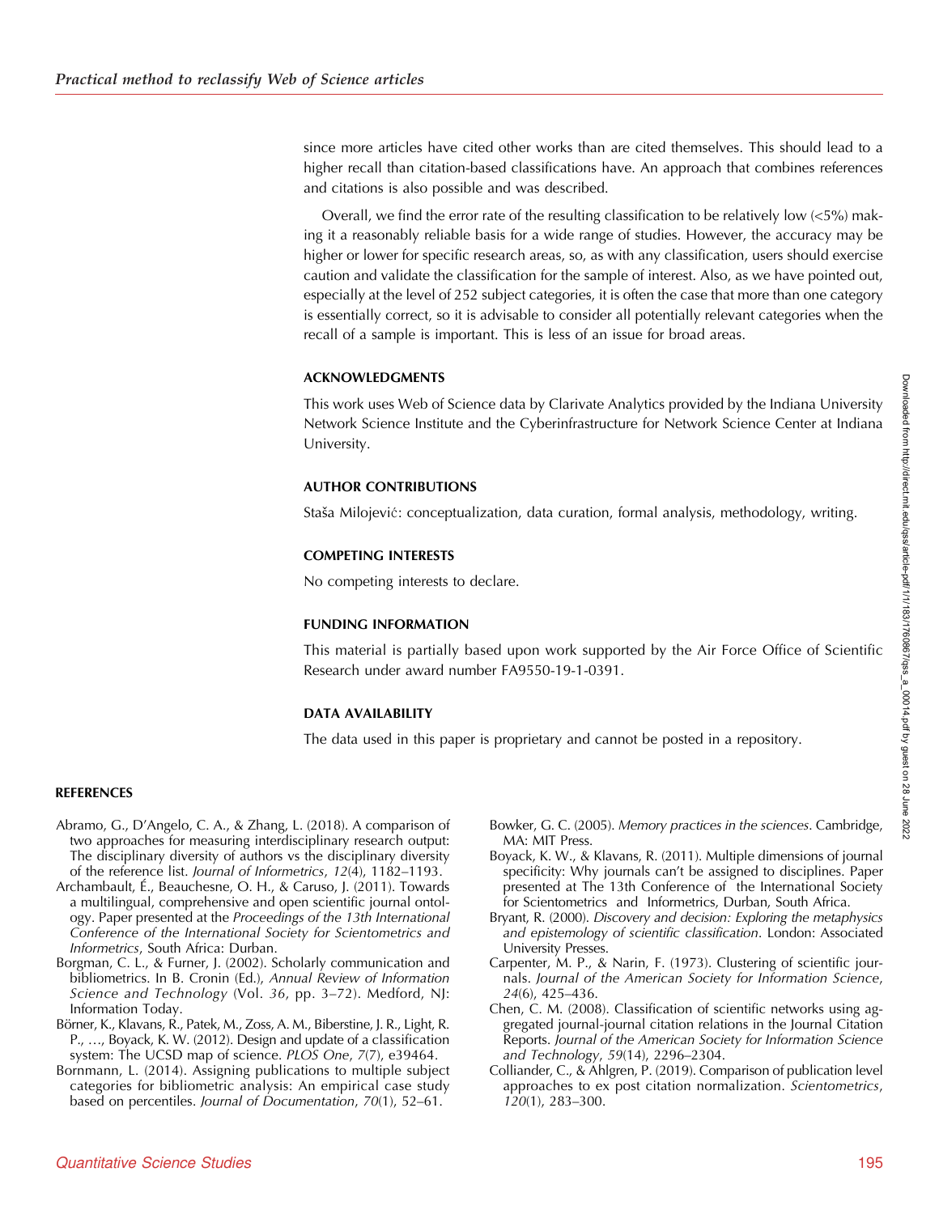since more articles have cited other works than are cited themselves. This should lead to a higher recall than citation-based classifications have. An approach that combines references and citations is also possible and was described.

Overall, we find the error rate of the resulting classification to be relatively low (<5%) making it a reasonably reliable basis for a wide range of studies. However, the accuracy may be higher or lower for specific research areas, so, as with any classification, users should exercise caution and validate the classification for the sample of interest. Also, as we have pointed out, especially at the level of 252 subject categories, it is often the case that more than one category is essentially correct, so it is advisable to consider all potentially relevant categories when the recall of a sample is important. This is less of an issue for broad areas.

## ACKNOWLEDGMENTS

This work uses Web of Science data by Clarivate Analytics provided by the Indiana University Network Science Institute and the Cyberinfrastructure for Network Science Center at Indiana University.

## AUTHOR CONTRIBUTIONS

Staša Milojević: conceptualization, data curation, formal analysis, methodology, writing.

## COMPETING INTERESTS

No competing interests to declare.

## FUNDING INFORMATION

This material is partially based upon work supported by the Air Force Office of Scientific Research under award number FA9550-19-1-0391.

## DATA AVAILABILITY

The data used in this paper is proprietary and cannot be posted in a repository.

## REFERENCES

Abramo, G., D'Angelo, C. A., & Zhang, L. (2018). A comparison of two approaches for measuring interdisciplinary research output: The disciplinary diversity of authors vs the disciplinary diversity of the reference list. *Journal of Informetrics*, *12*(4), 1182–1193.

Archambault, É., Beauchesne, O. H., & Caruso, J. (2011). Towards a multilingual, comprehensive and open scientific journal ontology. Paper presented at the *Proceedings of the 13th International Conference of the International Society for Scientometrics and Informetrics*, South Africa: Durban.

Borgman, C. L., & Furner, J. (2002). Scholarly communication and bibliometrics. In B. Cronin (Ed.), *Annual Review of Information Science and Technology* (Vol. *36*, pp. 3–72). Medford, NJ: Information Today.

Börner, K., Klavans, R., Patek, M., Zoss, A. M., Biberstine, J. R., Light, R. P., …, Boyack, K. W. (2012). Design and update of a classification system: The UCSD map of science. *PLOS One*, *7*(7), e39464.

Bornmann, L. (2014). Assigning publications to multiple subject categories for bibliometric analysis: An empirical case study based on percentiles. *Journal of Documentation*, *70*(1), 52–61.

Bowker, G. C. (2005). *Memory practices in the sciences*. Cambridge, MA: MIT Press.

Boyack, K. W., & Klavans, R. (2011). Multiple dimensions of journal specificity: Why journals can't be assigned to disciplines. Paper presented at The 13th Conference of the International Society for Scientometrics and Informetrics, Durban, South Africa.

Bryant, R. (2000). *Discovery and decision: Exploring the metaphysics and epistemology of scientific classification*. London: Associated University Presses.

Carpenter, M. P., & Narin, F. (1973). Clustering of scientific journals. *Journal of the American Society for Information Science*, *24*(6), 425–436.

Chen, C. M. (2008). Classification of scientific networks using aggregated journal-journal citation relations in the Journal Citation Reports. *Journal of the American Society for Information Science and Technology*, *59*(14), 2296–2304.

Colliander, C., & Ahlgren, P. (2019). Comparison of publication level approaches to ex post citation normalization. *Scientometrics*, *120*(1), 283–300.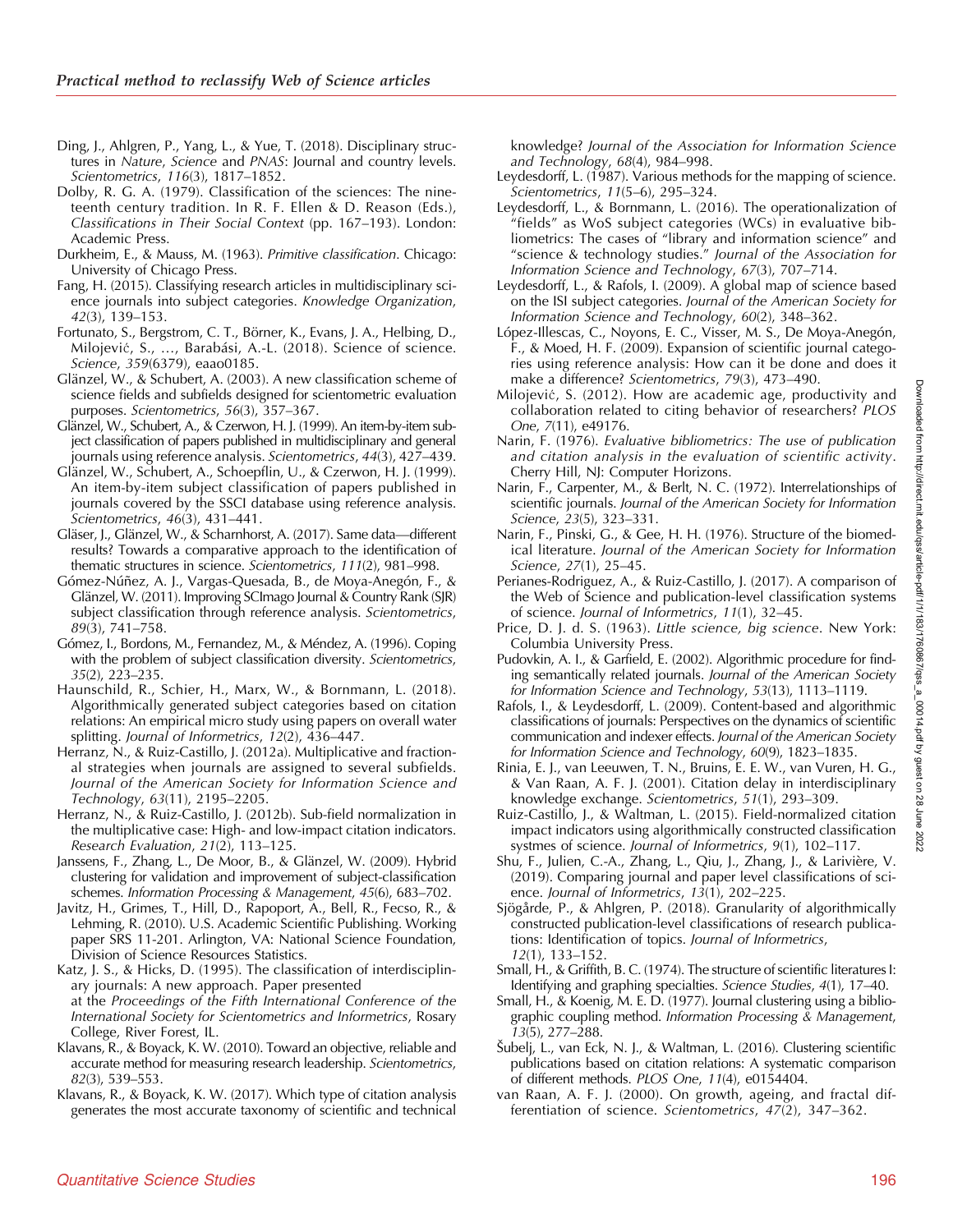Ding, J., Ahlgren, P., Yang, L., & Yue, T. (2018). Disciplinary structures in *Nature*, *Science* and *PNAS*: Journal and country levels. *Scientometrics*, *116*(3), 1817–1852.

Dolby, R. G. A. (1979). Classification of the sciences: The nineteenth century tradition. In R. F. Ellen & D. Reason (Eds.), *Classifications in Their Social Context* (pp. 167–193). London: Academic Press.

Durkheim, E., & Mauss, M. (1963). *Primitive classification*. Chicago: University of Chicago Press.

Fang, H. (2015). Classifying research articles in multidisciplinary science journals into subject categories. *Knowledge Organization*, *42*(3), 139–153.

Fortunato, S., Bergstrom, C. T., Börner, K., Evans, J. A., Helbing, D., Milojević, S., …, Barabási, A.-L. (2018). Science of science. *Science*, *359*(6379), eaao0185.

Glänzel, W., & Schubert, A. (2003). A new classification scheme of science fields and subfields designed for scientometric evaluation purposes. *Scientometrics*, *56*(3), 357–367.

Glänzel, W., Schubert, A., & Czerwon, H. J. (1999). An item-by-item subject classification of papers published in multidisciplinary and general journals using reference analysis. *Scientometrics*, *44*(3), 427–439.

Glänzel, W., Schubert, A., Schoepflin, U., & Czerwon, H. J. (1999). An item-by-item subject classification of papers published in journals covered by the SSCI database using reference analysis. *Scientometrics*, *46*(3), 431–441.

Gläser, J., Glänzel, W., & Scharnhorst, A. (2017). Same data—different results? Towards a comparative approach to the identification of thematic structures in science. *Scientometrics*, *111*(2), 981–998.

Gómez-Núñez, A. J., Vargas-Quesada, B., de Moya-Anegón, F., & Glänzel, W. (2011). Improving SCImago Journal & Country Rank (SJR) subject classification through reference analysis. *Scientometrics*, *89*(3), 741–758.

Gómez, I., Bordons, M., Fernandez, M., & Méndez, A. (1996). Coping with the problem of subject classification diversity. *Scientometrics*, *35*(2), 223–235.

Haunschild, R., Schier, H., Marx, W., & Bornmann, L. (2018). Algorithmically generated subject categories based on citation relations: An empirical micro study using papers on overall water splitting. *Journal of Informetrics*, *12*(2), 436–447.

Herranz, N., & Ruiz-Castillo, J. (2012a). Multiplicative and fractional strategies when journals are assigned to several subfields. *Journal of the American Society for Information Science and Technology*, *63*(11), 2195–2205.

Herranz, N., & Ruiz-Castillo, J. (2012b). Sub-field normalization in the multiplicative case: High- and low-impact citation indicators. *Research Evaluation*, *21*(2), 113–125.

Janssens, F., Zhang, L., De Moor, B., & Glänzel, W. (2009). Hybrid clustering for validation and improvement of subject-classification schemes. *Information Processing & Management*, *45*(6), 683–702.

Javitz, H., Grimes, T., Hill, D., Rapoport, A., Bell, R., Fecso, R., & Lehming, R. (2010). U.S. Academic Scientific Publishing. Working paper SRS 11-201. Arlington, VA: National Science Foundation, Division of Science Resources Statistics.

Katz, J. S., & Hicks, D. (1995). The classification of interdisciplinary journals: A new approach. Paper presented at the *Proceedings of the Fifth International Conference of the International Society for Scientometrics and Informetrics*, Rosary College, River Forest, IL.

Klavans, R., & Boyack, K. W. (2010). Toward an objective, reliable and accurate method for measuring research leadership. *Scientometrics*, *82*(3), 539–553.

Klavans, R., & Boyack, K. W. (2017). Which type of citation analysis generates the most accurate taxonomy of scientific and technical knowledge? *Journal of the Association for Information Science and Technology*, *68*(4), 984–998.

Leydesdorff, L. (1987). Various methods for the mapping of science. *Scientometrics*, *11*(5–6), 295–324.

Leydesdorff, L., & Bornmann, L. (2016). The operationalization of "fields" as WoS subject categories (WCs) in evaluative bibliometrics: The cases of "library and information science" and "science & technology studies." *Journal of the Association for Information Science and Technology*, *67*(3), 707–714.

Leydesdorff, L., & Rafols, I. (2009). A global map of science based on the ISI subject categories. *Journal of the American Society for Information Science and Technology*, *60*(2), 348–362.

López-Illescas, C., Noyons, E. C., Visser, M. S., De Moya-Anegón, F., & Moed, H. F. (2009). Expansion of scientific journal categories using reference analysis: How can it be done and does it make a difference? *Scientometrics*, *79*(3), 473–490.

Milojević, S. (2012). How are academic age, productivity and collaboration related to citing behavior of researchers? *PLOS One*, *7*(11), e49176.

Narin, F. (1976). *Evaluative bibliometrics: The use of publication and citation analysis in the evaluation of scientific activity*. Cherry Hill, NJ: Computer Horizons.

Narin, F., Carpenter, M., & Berlt, N. C. (1972). Interrelationships of scientific journals. *Journal of the American Society for Information Science*, *23*(5), 323–331.

Narin, F., Pinski, G., & Gee, H. H. (1976). Structure of the biomedical literature. *Journal of the American Society for Information Science*, *27*(1), 25–45.

Perianes-Rodriguez, A., & Ruiz-Castillo, J. (2017). A comparison of the Web of Science and publication-level classification systems of science. *Journal of Informetrics*, *11*(1), 32–45.

Price, D. J. d. S. (1963). *Little science, big science*. New York: Columbia University Press.

Pudovkin, A. I., & Garfield, E. (2002). Algorithmic procedure for finding semantically related journals. *Journal of the American Society for Information Science and Technology*, *53*(13), 1113–1119.

Rafols, I., & Leydesdorff, L. (2009). Content-based and algorithmic classifications of journals: Perspectives on the dynamics of scientific communication and indexer effects. *Journal of the American Society for Information Science and Technology*, *60*(9), 1823–1835.

Rinia, E. J., van Leeuwen, T. N., Bruins, E. E. W., van Vuren, H. G., & Van Raan, A. F. J. (2001). Citation delay in interdisciplinary knowledge exchange. *Scientometrics*, *51*(1), 293–309.

Ruiz-Castillo, J., & Waltman, L. (2015). Field-normalized citation impact indicators using algorithmically constructed classification systmes of science. *Journal of Informetrics*, *9*(1), 102–117.

Shu, F., Julien, C.-A., Zhang, L., Qiu, J., Zhang, J., & Larivière, V. (2019). Comparing journal and paper level classifications of science. *Journal of Informetrics*, *13*(1), 202–225.

Sjögårde, P., & Ahlgren, P. (2018). Granularity of algorithmically constructed publication-level classifications of research publications: Identification of topics. *Journal of Informetrics*, *12*(1), 133–152.

Small, H., & Griffith, B. C. (1974). The structure of scientific literatures I: Identifying and graphing specialties. *Science Studies*, *4*(1), 17–40.

Small, H., & Koenig, M. E. D. (1977). Journal clustering using a bibliographic coupling method. *Information Processing & Management*, *13*(5), 277–288.

Šubelj, L., van Eck, N. J., & Waltman, L. (2016). Clustering scientific publications based on citation relations: A systematic comparison of different methods. *PLOS One*, *11*(4), e0154404.

van Raan, A. F. J. (2000). On growth, ageing, and fractal differentiation of science. *Scientometrics*, *47*(2), 347–362.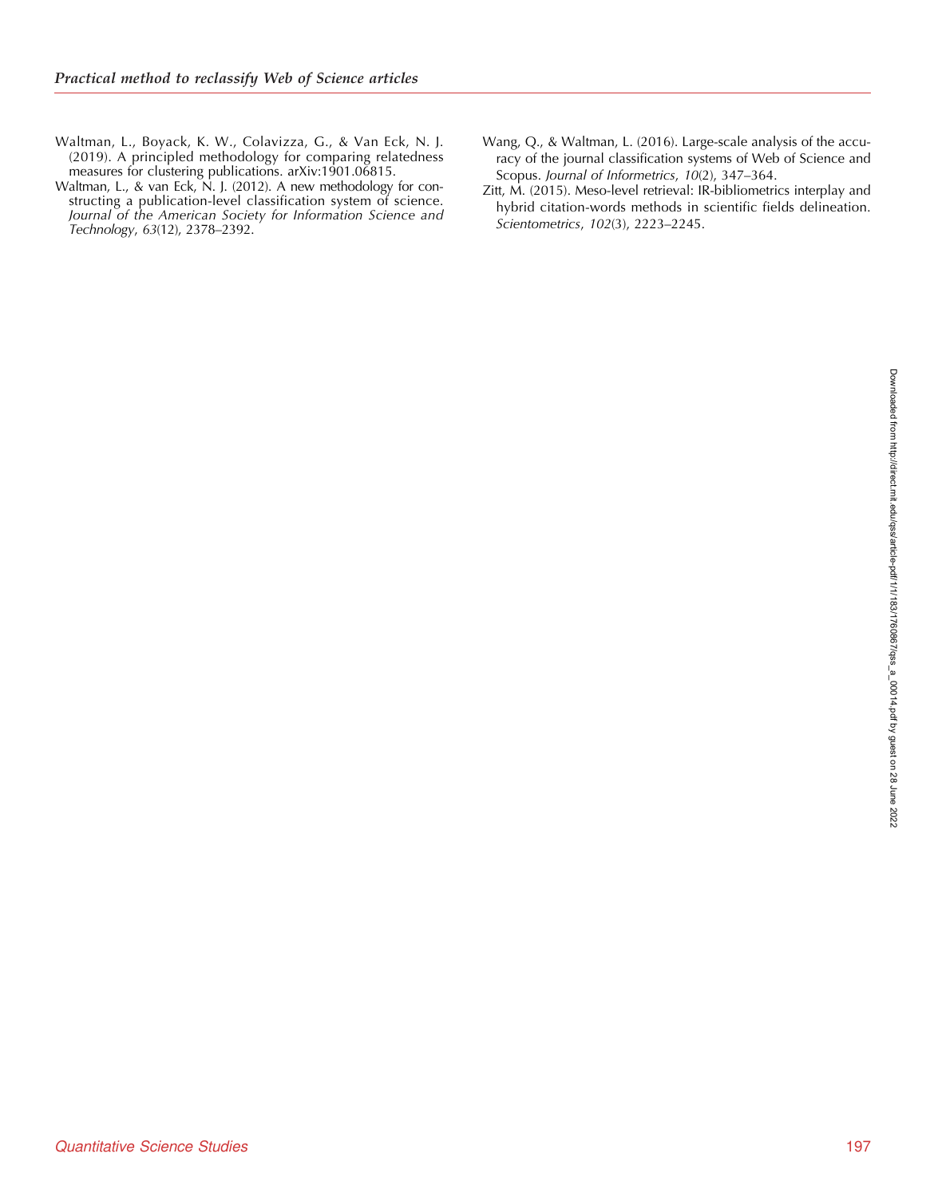Waltman, L., Boyack, K. W., Colavizza, G., & Van Eck, N. J. (2019). A principled methodology for comparing relatedness measures for clustering publications. arXiv:1901.06815.

Waltman, L., & van Eck, N. J. (2012). A new methodology for constructing a publication-level classification system of science. *Journal of the American Society for Information Science and Technology*, *63*(12), 2378–2392.

Wang, Q., & Waltman, L. (2016). Large-scale analysis of the accuracy of the journal classification systems of Web of Science and Scopus. *Journal of Informetrics*, *10*(2), 347–364.

Zitt, M. (2015). Meso-level retrieval: IR-bibliometrics interplay and hybrid citation-words methods in scientific fields delineation. *Scientometrics*, *102*(3), 2223–2245.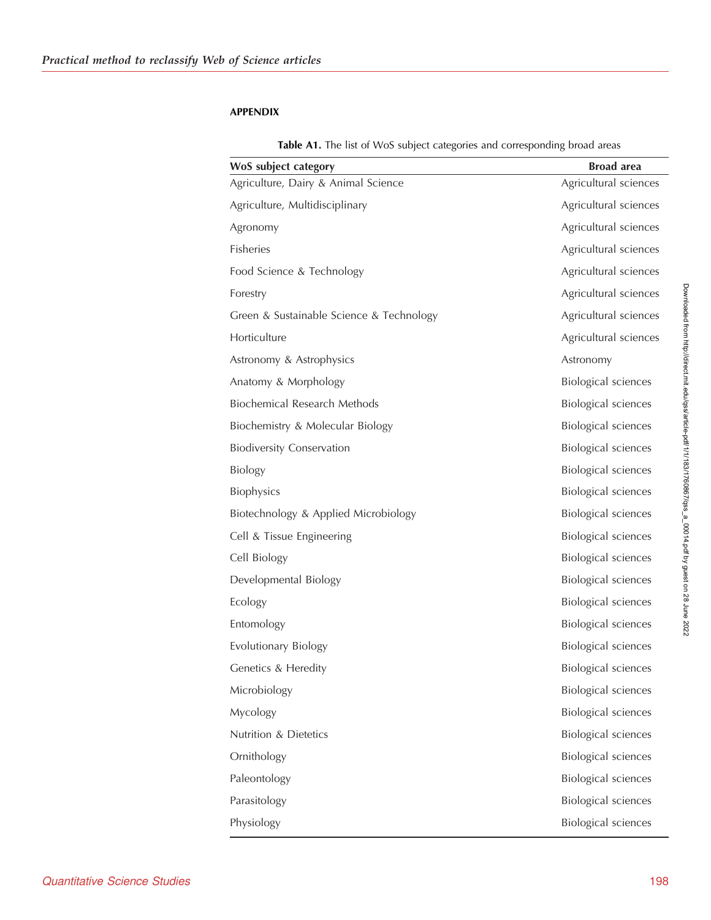## APPENDIX

**Table A1.** The list of WoS subject categories and corresponding broad areas

| WoS subject category | Broad area |
|---|---|
| Agriculture, Dairy & Animal Science | Agricultural sciences |
| Agriculture, Multidisciplinary | Agricultural sciences |
| Agronomy | Agricultural sciences |
| Fisheries | Agricultural sciences |
| Food Science & Technology | Agricultural sciences |
| Forestry | Agricultural sciences |
| Green & Sustainable Science & Technology | Agricultural sciences |
| Horticulture | Agricultural sciences |
| Astronomy & Astrophysics | Astronomy |
| Anatomy & Morphology | Biological sciences |
| Biochemical Research Methods | Biological sciences |
| Biochemistry & Molecular Biology | Biological sciences |
| Biodiversity Conservation | Biological sciences |
| Biology | Biological sciences |
| Biophysics | Biological sciences |
| Biotechnology & Applied Microbiology | Biological sciences |
| Cell & Tissue Engineering | Biological sciences |
| Cell Biology | Biological sciences |
| Developmental Biology | Biological sciences |
| Ecology | Biological sciences |
| Entomology | Biological sciences |
| Evolutionary Biology | Biological sciences |
| Genetics & Heredity | Biological sciences |
| Microbiology | Biological sciences |
| Mycology | Biological sciences |
| Nutrition & Dietetics | Biological sciences |
| Ornithology | Biological sciences |
| Paleontology | Biological sciences |
| Parasitology | Biological sciences |
| Physiology | Biological sciences |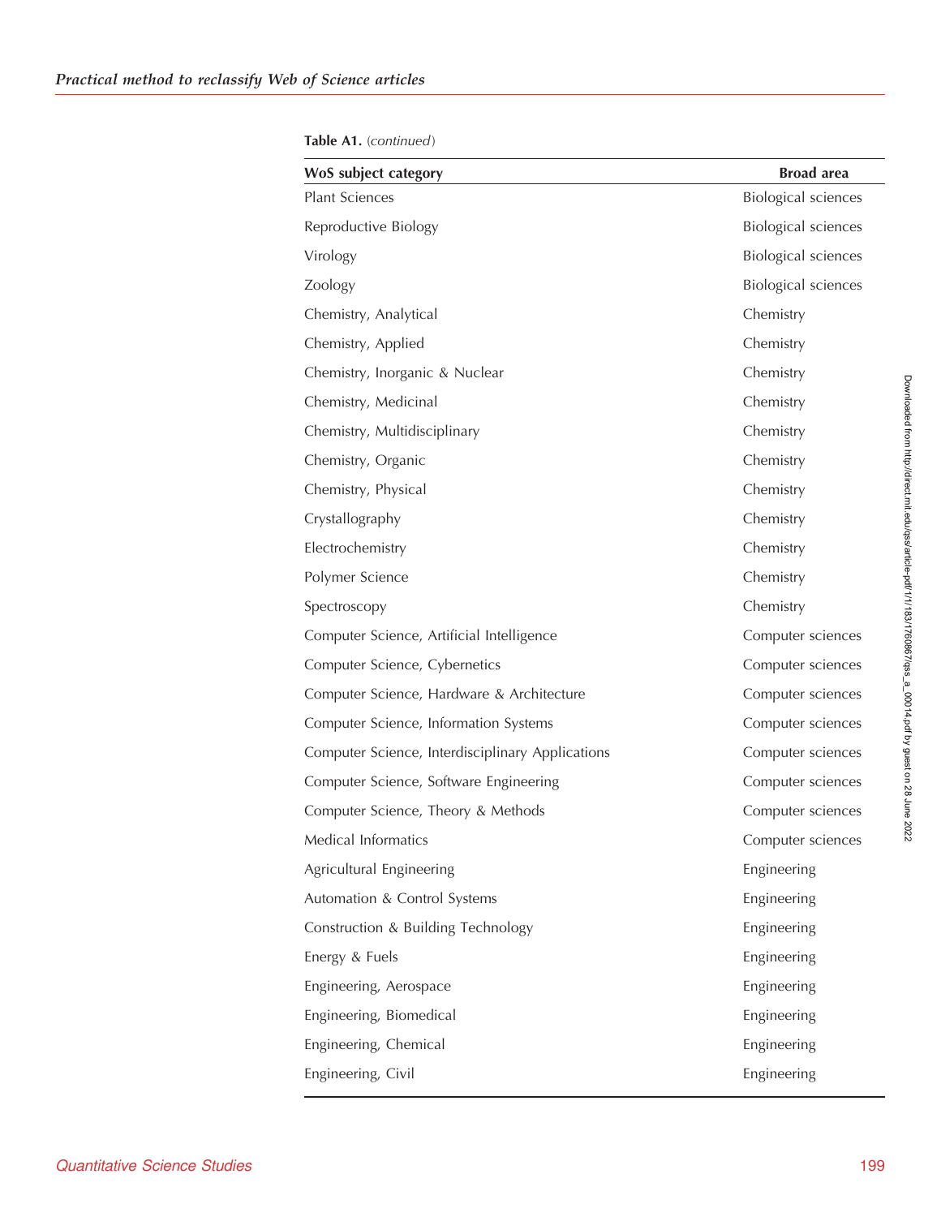**Table A1.** (*continued*)

| WoS subject category | Broad area |
|---|---|
| Plant Sciences | Biological sciences |
| Reproductive Biology | Biological sciences |
| Virology | Biological sciences |
| Zoology | Biological sciences |
| Chemistry, Analytical | Chemistry |
| Chemistry, Applied | Chemistry |
| Chemistry, Inorganic & Nuclear | Chemistry |
| Chemistry, Medicinal | Chemistry |
| Chemistry, Multidisciplinary | Chemistry |
| Chemistry, Organic | Chemistry |
| Chemistry, Physical | Chemistry |
| Crystallography | Chemistry |
| Electrochemistry | Chemistry |
| Polymer Science | Chemistry |
| Spectroscopy | Chemistry |
| Computer Science, Artificial Intelligence | Computer sciences |
| Computer Science, Cybernetics | Computer sciences |
| Computer Science, Hardware & Architecture | Computer sciences |
| Computer Science, Information Systems | Computer sciences |
| Computer Science, Interdisciplinary Applications | Computer sciences |
| Computer Science, Software Engineering | Computer sciences |
| Computer Science, Theory & Methods | Computer sciences |
| Medical Informatics | Computer sciences |
| Agricultural Engineering | Engineering |
| Automation & Control Systems | Engineering |
| Construction & Building Technology | Engineering |
| Energy & Fuels | Engineering |
| Engineering, Aerospace | Engineering |
| Engineering, Biomedical | Engineering |
| Engineering, Chemical | Engineering |
| Engineering, Civil | Engineering |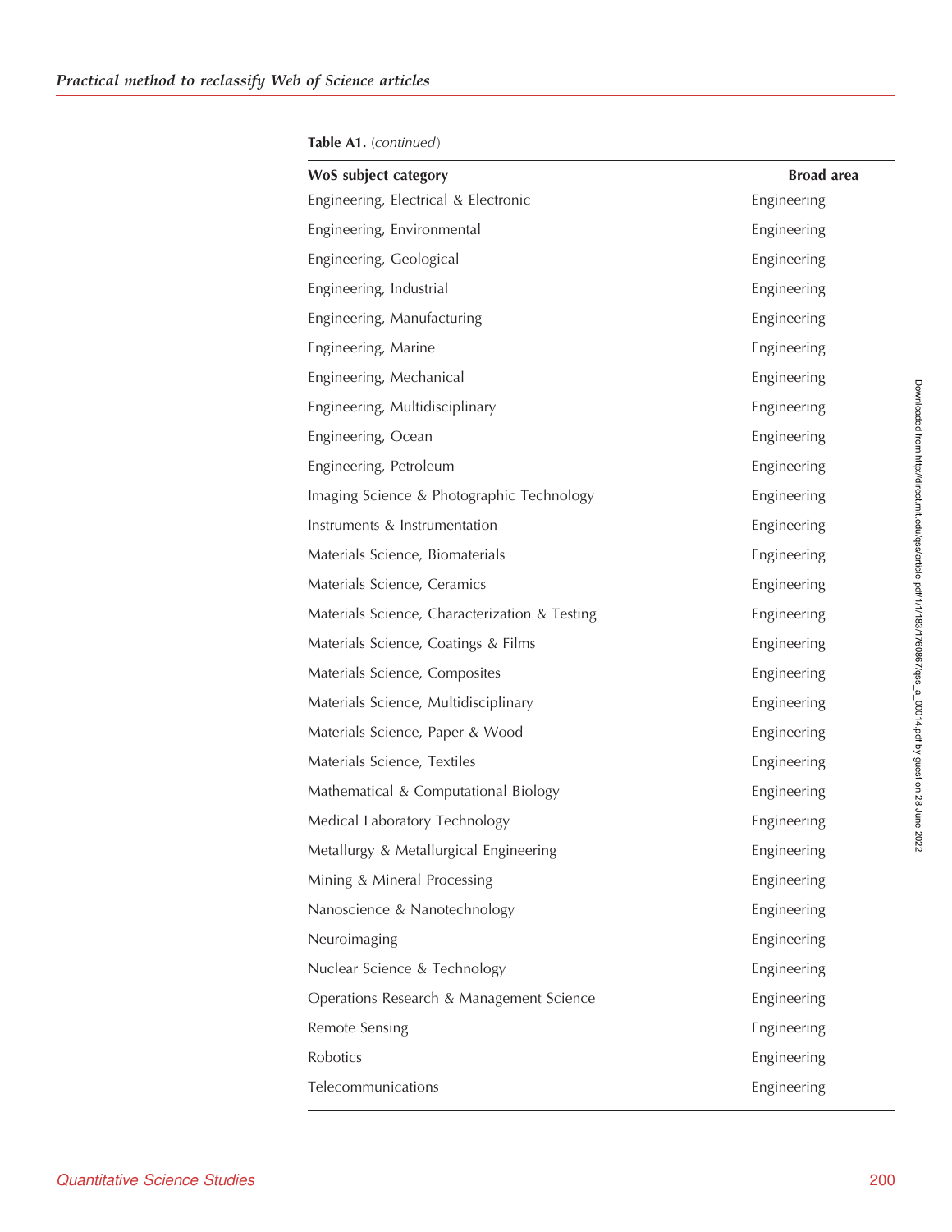**Table A1.** (*continued*)

| WoS subject category | Broad area |
|---|---|
| Engineering, Electrical & Electronic | Engineering |
| Engineering, Environmental | Engineering |
| Engineering, Geological | Engineering |
| Engineering, Industrial | Engineering |
| Engineering, Manufacturing | Engineering |
| Engineering, Marine | Engineering |
| Engineering, Mechanical | Engineering |
| Engineering, Multidisciplinary | Engineering |
| Engineering, Ocean | Engineering |
| Engineering, Petroleum | Engineering |
| Imaging Science & Photographic Technology | Engineering |
| Instruments & Instrumentation | Engineering |
| Materials Science, Biomaterials | Engineering |
| Materials Science, Ceramics | Engineering |
| Materials Science, Characterization & Testing | Engineering |
| Materials Science, Coatings & Films | Engineering |
| Materials Science, Composites | Engineering |
| Materials Science, Multidisciplinary | Engineering |
| Materials Science, Paper & Wood | Engineering |
| Materials Science, Textiles | Engineering |
| Mathematical & Computational Biology | Engineering |
| Medical Laboratory Technology | Engineering |
| Metallurgy & Metallurgical Engineering | Engineering |
| Mining & Mineral Processing | Engineering |
| Nanoscience & Nanotechnology | Engineering |
| Neuroimaging | Engineering |
| Nuclear Science & Technology | Engineering |
| Operations Research & Management Science | Engineering |
| Remote Sensing | Engineering |
| Robotics | Engineering |
| Telecommunications | Engineering |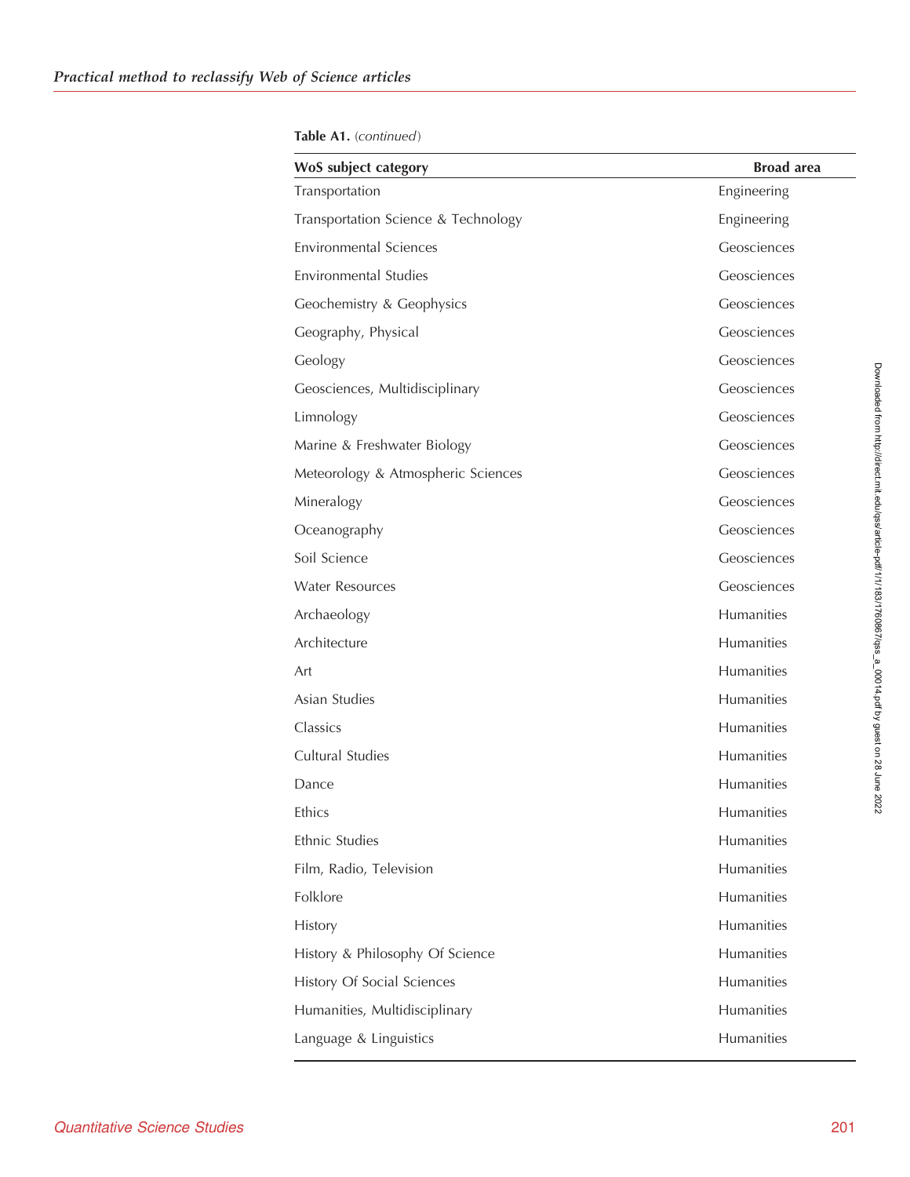**Table A1.** (*continued*)

| WoS subject category | Broad area |
| --- | --- |
| Transportation | Engineering |
| Transportation Science & Technology | Engineering |
| Environmental Sciences | Geosciences |
| Environmental Studies | Geosciences |
| Geochemistry & Geophysics | Geosciences |
| Geography, Physical | Geosciences |
| Geology | Geosciences |
| Geosciences, Multidisciplinary | Geosciences |
| Limnology | Geosciences |
| Marine & Freshwater Biology | Geosciences |
| Meteorology & Atmospheric Sciences | Geosciences |
| Mineralogy | Geosciences |
| Oceanography | Geosciences |
| Soil Science | Geosciences |
| Water Resources | Geosciences |
| Archaeology | Humanities |
| Architecture | Humanities |
| Art | Humanities |
| Asian Studies | Humanities |
| Classics | Humanities |
| Cultural Studies | Humanities |
| Dance | Humanities |
| Ethics | Humanities |
| Ethnic Studies | Humanities |
| Film, Radio, Television | Humanities |
| Folklore | Humanities |
| History | Humanities |
| History & Philosophy Of Science | Humanities |
| History Of Social Sciences | Humanities |
| Humanities, Multidisciplinary | Humanities |
| Language & Linguistics | Humanities |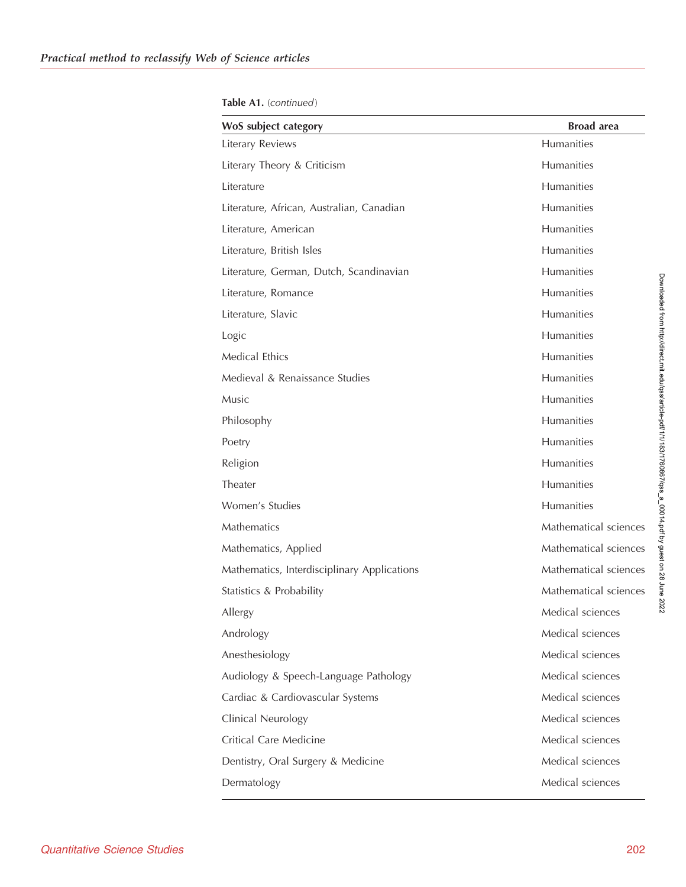**Table A1.** (*continued*)

| WoS subject category | Broad area |
|---|---|
| Literary Reviews | Humanities |
| Literary Theory & Criticism | Humanities |
| Literature | Humanities |
| Literature, African, Australian, Canadian | Humanities |
| Literature, American | Humanities |
| Literature, British Isles | Humanities |
| Literature, German, Dutch, Scandinavian | Humanities |
| Literature, Romance | Humanities |
| Literature, Slavic | Humanities |
| Logic | Humanities |
| Medical Ethics | Humanities |
| Medieval & Renaissance Studies | Humanities |
| Music | Humanities |
| Philosophy | Humanities |
| Poetry | Humanities |
| Religion | Humanities |
| Theater | Humanities |
| Women's Studies | Humanities |
| Mathematics | Mathematical sciences |
| Mathematics, Applied | Mathematical sciences |
| Mathematics, Interdisciplinary Applications | Mathematical sciences |
| Statistics & Probability | Mathematical sciences |
| Allergy | Medical sciences |
| Andrology | Medical sciences |
| Anesthesiology | Medical sciences |
| Audiology & Speech-Language Pathology | Medical sciences |
| Cardiac & Cardiovascular Systems | Medical sciences |
| Clinical Neurology | Medical sciences |
| Critical Care Medicine | Medical sciences |
| Dentistry, Oral Surgery & Medicine | Medical sciences |
| Dermatology | Medical sciences |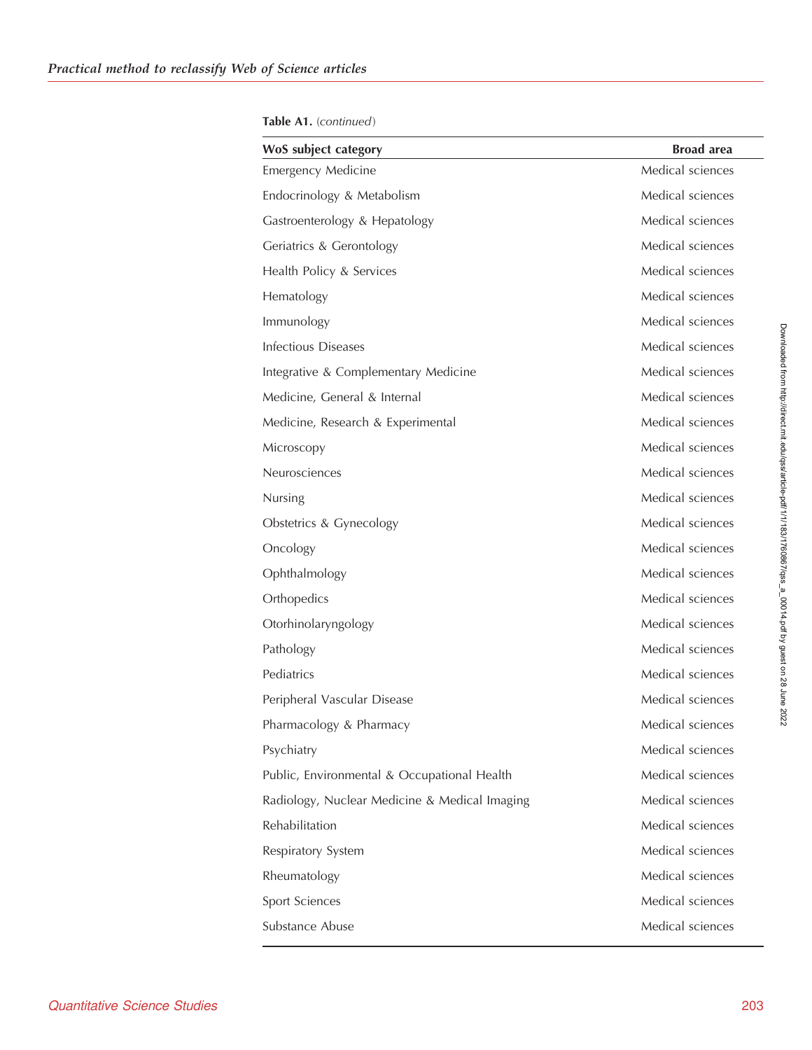**Table A1.** *(continued)*

| WoS subject category | Broad area |
|---|---|
| Emergency Medicine | Medical sciences |
| Endocrinology & Metabolism | Medical sciences |
| Gastroenterology & Hepatology | Medical sciences |
| Geriatrics & Gerontology | Medical sciences |
| Health Policy & Services | Medical sciences |
| Hematology | Medical sciences |
| Immunology | Medical sciences |
| Infectious Diseases | Medical sciences |
| Integrative & Complementary Medicine | Medical sciences |
| Medicine, General & Internal | Medical sciences |
| Medicine, Research & Experimental | Medical sciences |
| Microscopy | Medical sciences |
| Neurosciences | Medical sciences |
| Nursing | Medical sciences |
| Obstetrics & Gynecology | Medical sciences |
| Oncology | Medical sciences |
| Ophthalmology | Medical sciences |
| Orthopedics | Medical sciences |
| Otorhinolaryngology | Medical sciences |
| Pathology | Medical sciences |
| Pediatrics | Medical sciences |
| Peripheral Vascular Disease | Medical sciences |
| Pharmacology & Pharmacy | Medical sciences |
| Psychiatry | Medical sciences |
| Public, Environmental & Occupational Health | Medical sciences |
| Radiology, Nuclear Medicine & Medical Imaging | Medical sciences |
| Rehabilitation | Medical sciences |
| Respiratory System | Medical sciences |
| Rheumatology | Medical sciences |
| Sport Sciences | Medical sciences |
| Substance Abuse | Medical sciences |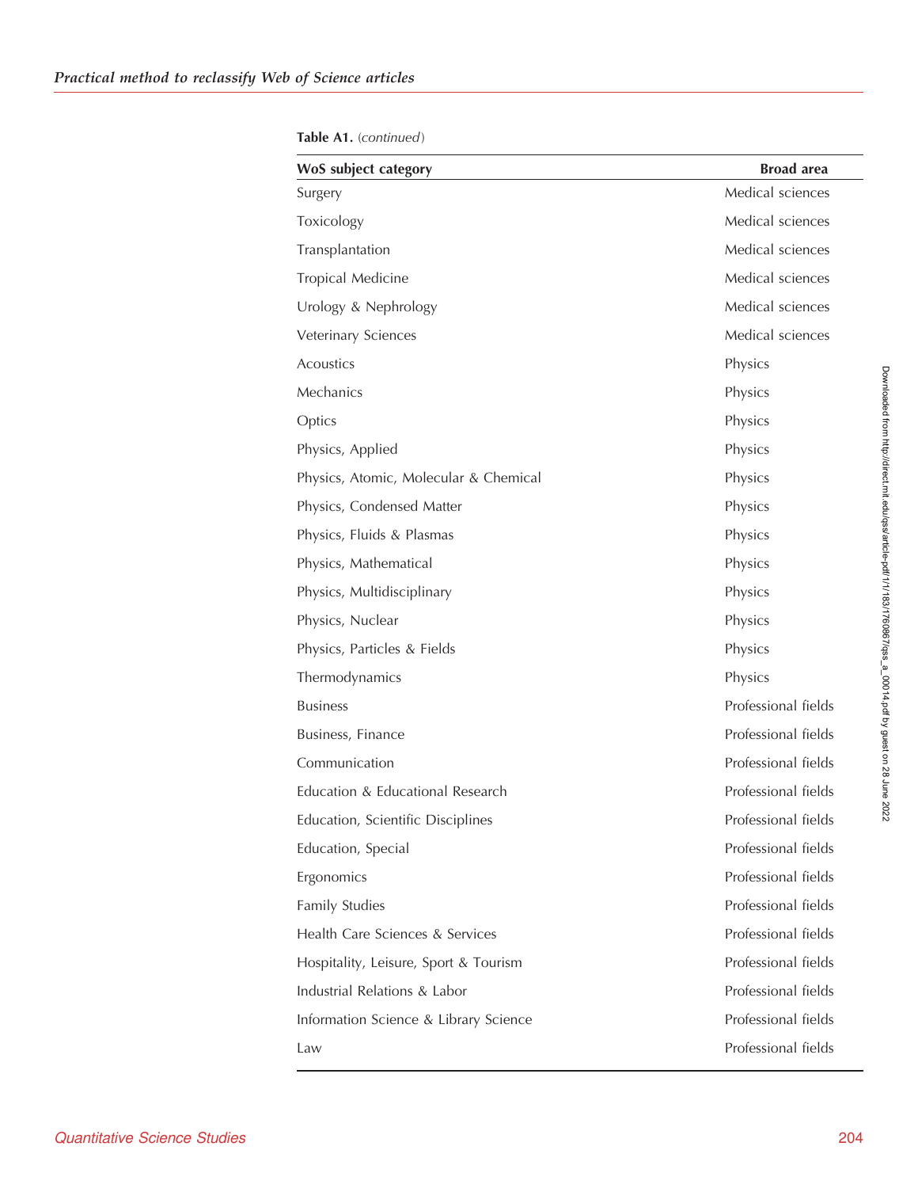**Table A1.** (*continued*)

| WoS subject category | Broad area |
|---|---|
| Surgery | Medical sciences |
| Toxicology | Medical sciences |
| Transplantation | Medical sciences |
| Tropical Medicine | Medical sciences |
| Urology & Nephrology | Medical sciences |
| Veterinary Sciences | Medical sciences |
| Acoustics | Physics |
| Mechanics | Physics |
| Optics | Physics |
| Physics, Applied | Physics |
| Physics, Atomic, Molecular & Chemical | Physics |
| Physics, Condensed Matter | Physics |
| Physics, Fluids & Plasmas | Physics |
| Physics, Mathematical | Physics |
| Physics, Multidisciplinary | Physics |
| Physics, Nuclear | Physics |
| Physics, Particles & Fields | Physics |
| Thermodynamics | Physics |
| Business | Professional fields |
| Business, Finance | Professional fields |
| Communication | Professional fields |
| Education & Educational Research | Professional fields |
| Education, Scientific Disciplines | Professional fields |
| Education, Special | Professional fields |
| Ergonomics | Professional fields |
| Family Studies | Professional fields |
| Health Care Sciences & Services | Professional fields |
| Hospitality, Leisure, Sport & Tourism | Professional fields |
| Industrial Relations & Labor | Professional fields |
| Information Science & Library Science | Professional fields |
| Law | Professional fields |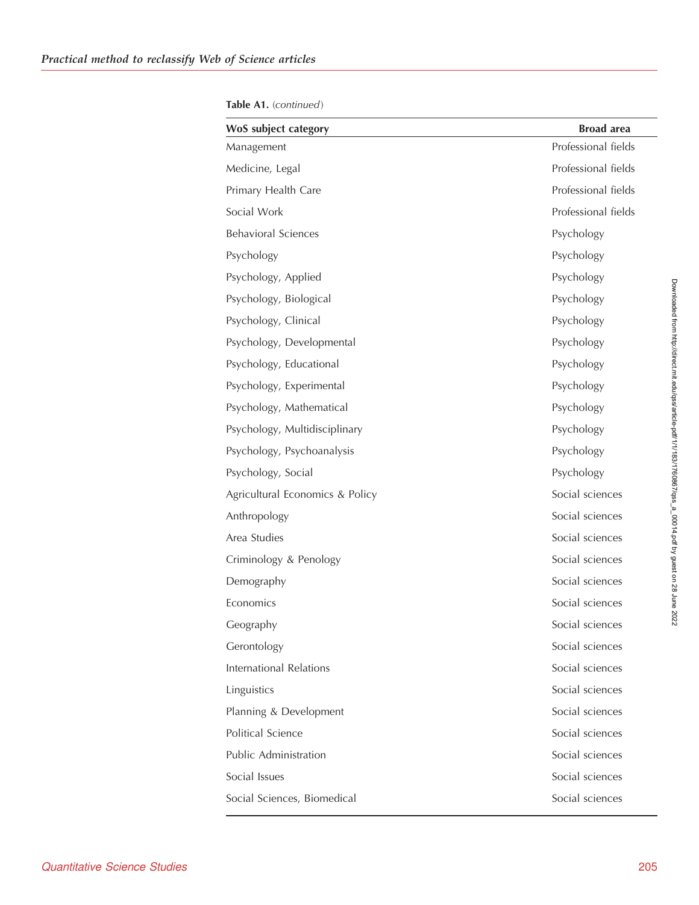**Table A1.** (*continued*)

| WoS subject category | Broad area |
|---|---|
| Management | Professional fields |
| Medicine, Legal | Professional fields |
| Primary Health Care | Professional fields |
| Social Work | Professional fields |
| Behavioral Sciences | Psychology |
| Psychology | Psychology |
| Psychology, Applied | Psychology |
| Psychology, Biological | Psychology |
| Psychology, Clinical | Psychology |
| Psychology, Developmental | Psychology |
| Psychology, Educational | Psychology |
| Psychology, Experimental | Psychology |
| Psychology, Mathematical | Psychology |
| Psychology, Multidisciplinary | Psychology |
| Psychology, Psychoanalysis | Psychology |
| Psychology, Social | Psychology |
| Agricultural Economics & Policy | Social sciences |
| Anthropology | Social sciences |
| Area Studies | Social sciences |
| Criminology & Penology | Social sciences |
| Demography | Social sciences |
| Economics | Social sciences |
| Geography | Social sciences |
| Gerontology | Social sciences |
| International Relations | Social sciences |
| Linguistics | Social sciences |
| Planning & Development | Social sciences |
| Political Science | Social sciences |
| Public Administration | Social sciences |
| Social Issues | Social sciences |
| Social Sciences, Biomedical | Social sciences |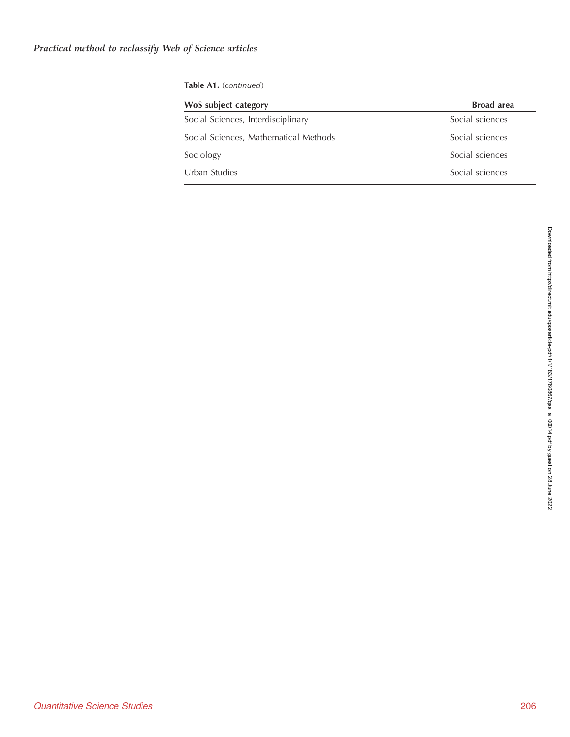**Table A1.** (*continued*)

| WoS subject category | Broad area |
|---|---|
| Social Sciences, Interdisciplinary | Social sciences |
| Social Sciences, Mathematical Methods | Social sciences |
| Sociology | Social sciences |
| Urban Studies | Social sciences |